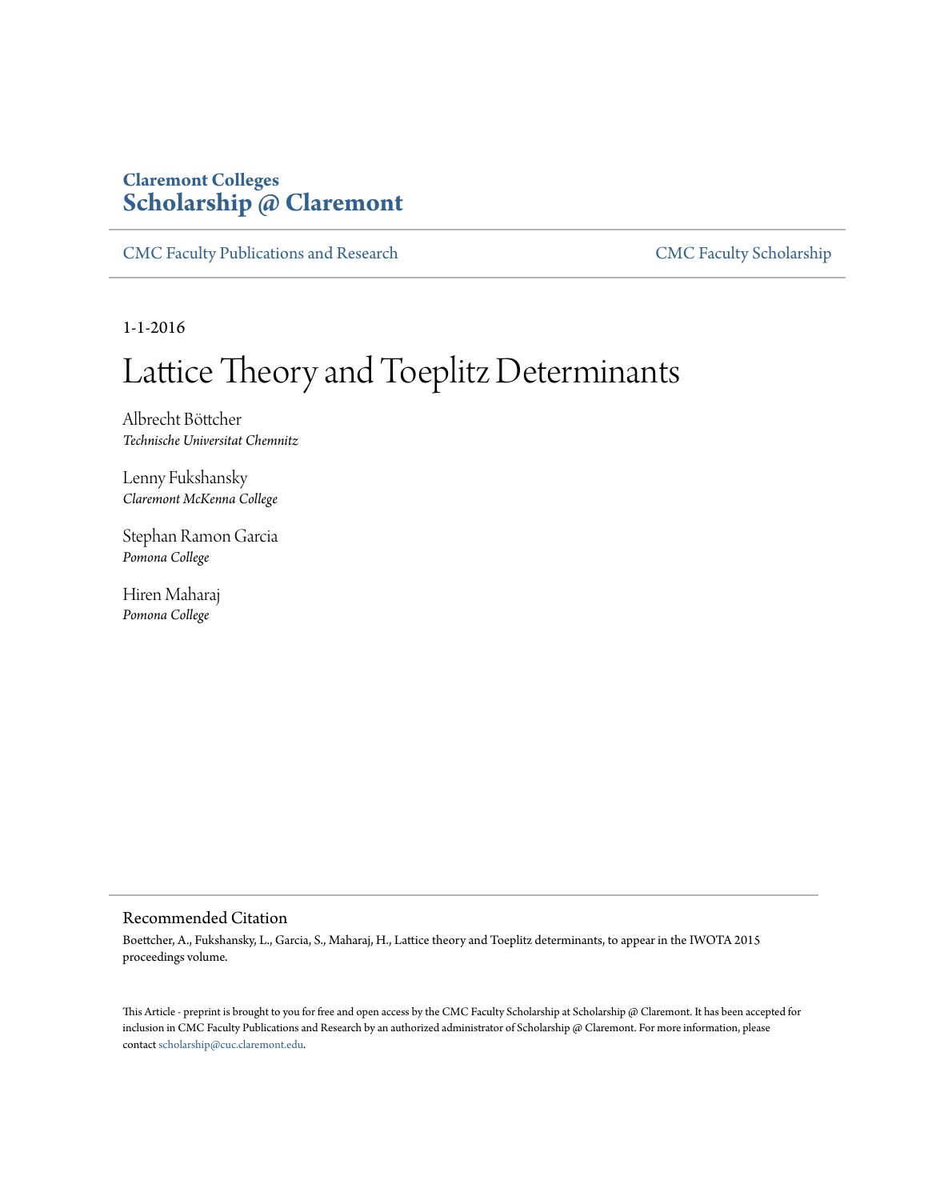**Claremont Colleges**
**Scholarship @ Claremont**

CMC Faculty Publications and Research — CMC Faculty Scholarship

1-1-2016

# Lattice Theory and Toeplitz Determinants

Albrecht Böttcher
*Technische Universitat Chemnitz*

Lenny Fukshansky
*Claremont McKenna College*

Stephan Ramon Garcia
*Pomona College*

Hiren Maharaj
*Pomona College*

## Recommended Citation

Boettcher, A., Fukshansky, L., Garcia, S., Maharaj, H., Lattice theory and Toeplitz determinants, to appear in the IWOTA 2015 proceedings volume.

This Article - preprint is brought to you for free and open access by the CMC Faculty Scholarship at Scholarship @ Claremont. It has been accepted for inclusion in CMC Faculty Publications and Research by an authorized administrator of Scholarship @ Claremont. For more information, please contact scholarship@cuc.claremont.edu.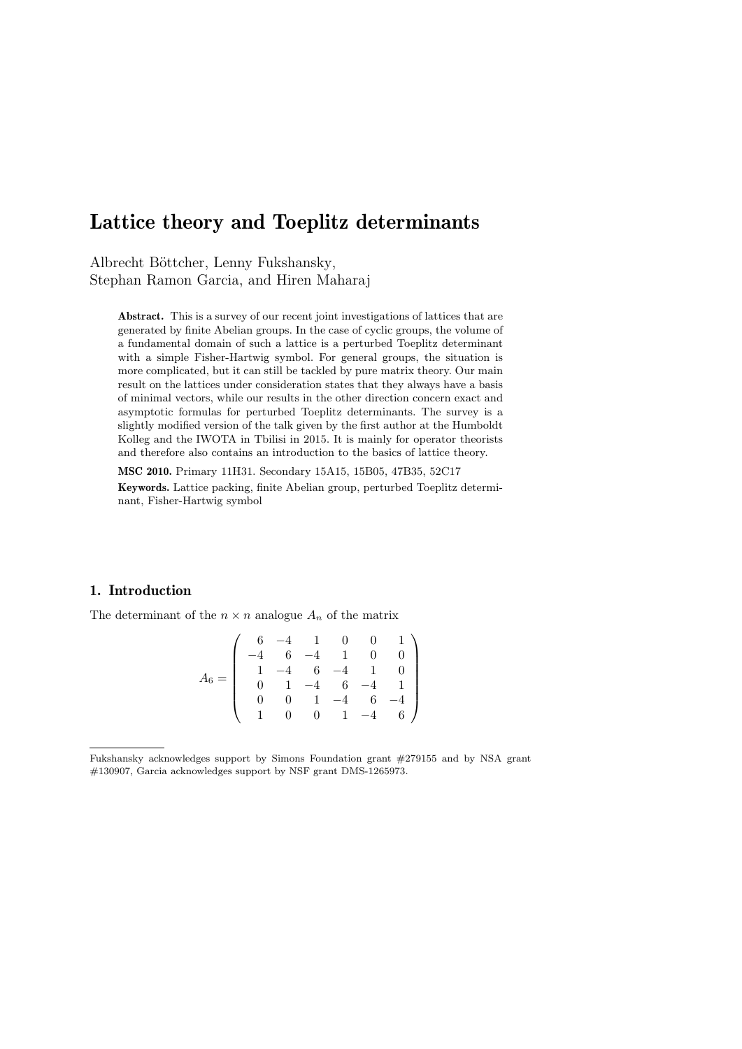# Lattice theory and Toeplitz determinants

Albrecht Böttcher, Lenny Fukshansky,
Stephan Ramon Garcia, and Hiren Maharaj

**Abstract.** This is a survey of our recent joint investigations of lattices that are generated by finite Abelian groups. In the case of cyclic groups, the volume of a fundamental domain of such a lattice is a perturbed Toeplitz determinant with a simple Fisher-Hartwig symbol. For general groups, the situation is more complicated, but it can still be tackled by pure matrix theory. Our main result on the lattices under consideration states that they always have a basis of minimal vectors, while our results in the other direction concern exact and asymptotic formulas for perturbed Toeplitz determinants. The survey is a slightly modified version of the talk given by the first author at the Humboldt Kolleg and the IWOTA in Tbilisi in 2015. It is mainly for operator theorists and therefore also contains an introduction to the basics of lattice theory.

**MSC 2010.** Primary 11H31. Secondary 15A15, 15B05, 47B35, 52C17

**Keywords.** Lattice packing, finite Abelian group, perturbed Toeplitz determinant, Fisher-Hartwig symbol

## 1. Introduction

The determinant of the $n \times n$ analogue $A_n$ of the matrix

$$A_6 = \begin{pmatrix} 6 & -4 & 1 & 0 & 0 & 1 \\ -4 & 6 & -4 & 1 & 0 & 0 \\ 1 & -4 & 6 & -4 & 1 & 0 \\ 0 & 1 & -4 & 6 & -4 & 1 \\ 0 & 0 & 1 & -4 & 6 & -4 \\ 1 & 0 & 0 & 1 & -4 & 6 \end{pmatrix}$$

Fukshansky acknowledges support by Simons Foundation grant #279155 and by NSA grant #130907, Garcia acknowledges support by NSF grant DMS-1265973.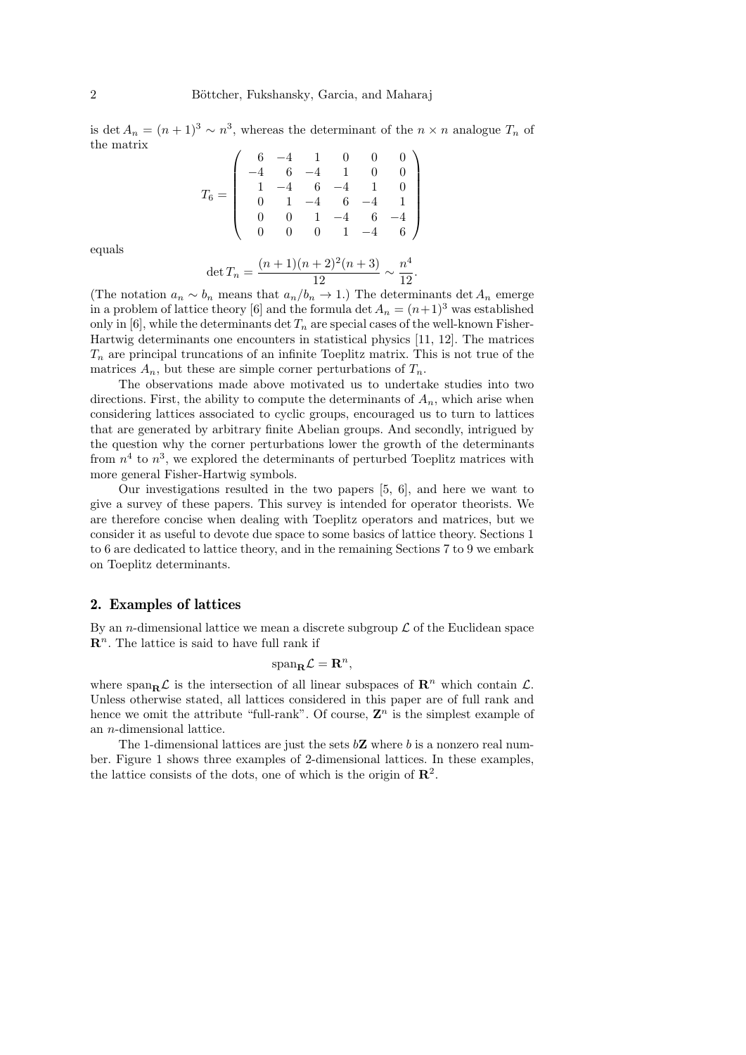is $\det A_n = (n+1)^3 \sim n^3$, whereas the determinant of the $n \times n$ analogue $T_n$ of the matrix

$$T_6 = \begin{pmatrix} 6 & -4 & 1 & 0 & 0 & 0 \\ -4 & 6 & -4 & 1 & 0 & 0 \\ 1 & -4 & 6 & -4 & 1 & 0 \\ 0 & 1 & -4 & 6 & -4 & 1 \\ 0 & 0 & 1 & -4 & 6 & -4 \\ 0 & 0 & 0 & 1 & -4 & 6 \end{pmatrix}$$

equals

$$\det T_n = \frac{(n+1)(n+2)^2(n+3)}{12} \sim \frac{n^4}{12}.$$

(The notation $a_n \sim b_n$ means that $a_n/b_n \to 1$.) The determinants $\det A_n$ emerge in a problem of lattice theory [6] and the formula $\det A_n = (n+1)^3$ was established only in [6], while the determinants $\det T_n$ are special cases of the well-known Fisher-Hartwig determinants one encounters in statistical physics [11, 12]. The matrices $T_n$ are principal truncations of an infinite Toeplitz matrix. This is not true of the matrices $A_n$, but these are simple corner perturbations of $T_n$.

The observations made above motivated us to undertake studies into two directions. First, the ability to compute the determinants of $A_n$, which arise when considering lattices associated to cyclic groups, encouraged us to turn to lattices that are generated by arbitrary finite Abelian groups. And secondly, intrigued by the question why the corner perturbations lower the growth of the determinants from $n^4$ to $n^3$, we explored the determinants of perturbed Toeplitz matrices with more general Fisher-Hartwig symbols.

Our investigations resulted in the two papers [5, 6], and here we want to give a survey of these papers. This survey is intended for operator theorists. We are therefore concise when dealing with Toeplitz operators and matrices, but we consider it as useful to devote due space to some basics of lattice theory. Sections 1 to 6 are dedicated to lattice theory, and in the remaining Sections 7 to 9 we embark on Toeplitz determinants.

## 2. Examples of lattices

By an $n$-dimensional lattice we mean a discrete subgroup $\mathcal{L}$ of the Euclidean space $\mathbf{R}^n$. The lattice is said to have full rank if

$$\operatorname{span}_{\mathbf{R}} \mathcal{L} = \mathbf{R}^n,$$

where $\operatorname{span}_{\mathbf{R}} \mathcal{L}$ is the intersection of all linear subspaces of $\mathbf{R}^n$ which contain $\mathcal{L}$. Unless otherwise stated, all lattices considered in this paper are of full rank and hence we omit the attribute "full-rank". Of course, $\mathbf{Z}^n$ is the simplest example of an $n$-dimensional lattice.

The 1-dimensional lattices are just the sets $b\mathbf{Z}$ where $b$ is a nonzero real number. Figure 1 shows three examples of 2-dimensional lattices. In these examples, the lattice consists of the dots, one of which is the origin of $\mathbf{R}^2$.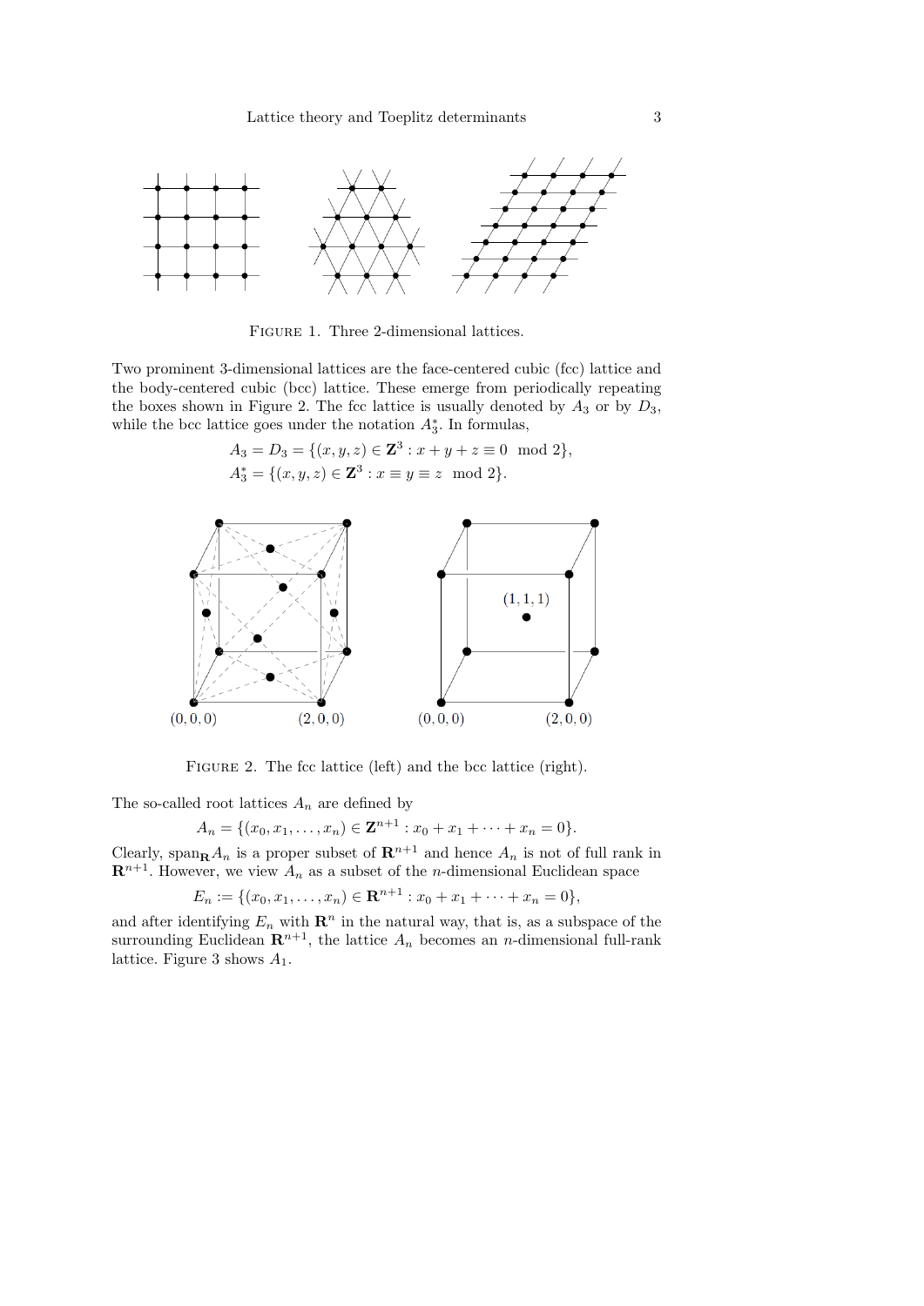FIGURE 1. Three 2-dimensional lattices.

Two prominent 3-dimensional lattices are the face-centered cubic (fcc) lattice and the body-centered cubic (bcc) lattice. These emerge from periodically repeating the boxes shown in Figure 2. The fcc lattice is usually denoted by $A_3$ or by $D_3$, while the bcc lattice goes under the notation $A_3^*$. In formulas,

$$A_3 = D_3 = \{(x, y, z) \in \mathbf{Z}^3 : x + y + z \equiv 0 \mod 2\},$$
$$A_3^* = \{(x, y, z) \in \mathbf{Z}^3 : x \equiv y \equiv z \mod 2\}.$$

FIGURE 2. The fcc lattice (left) and the bcc lattice (right).

The so-called root lattices $A_n$ are defined by

$$A_n = \{(x_0, x_1, \ldots, x_n) \in \mathbf{Z}^{n+1} : x_0 + x_1 + \cdots + x_n = 0\}.$$

Clearly, $\text{span}_{\mathbf{R}} A_n$ is a proper subset of $\mathbf{R}^{n+1}$ and hence $A_n$ is not of full rank in $\mathbf{R}^{n+1}$. However, we view $A_n$ as a subset of the $n$-dimensional Euclidean space

$$E_n := \{(x_0, x_1, \ldots, x_n) \in \mathbf{R}^{n+1} : x_0 + x_1 + \cdots + x_n = 0\},$$

and after identifying $E_n$ with $\mathbf{R}^n$ in the natural way, that is, as a subspace of the surrounding Euclidean $\mathbf{R}^{n+1}$, the lattice $A_n$ becomes an $n$-dimensional full-rank lattice. Figure 3 shows $A_1$.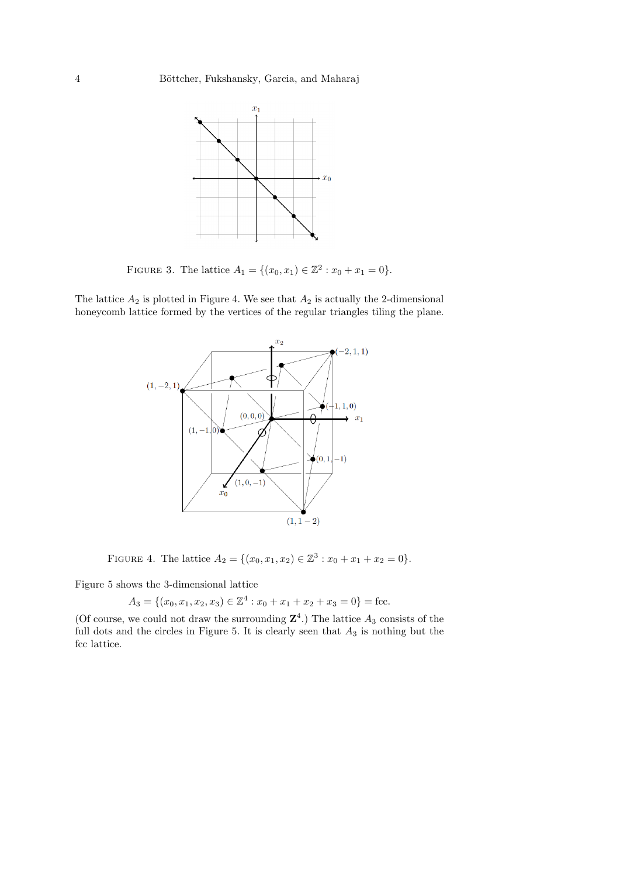FIGURE 3. The lattice $A_1 = \{(x_0, x_1) \in \mathbb{Z}^2 : x_0 + x_1 = 0\}$.

The lattice $A_2$ is plotted in Figure 4. We see that $A_2$ is actually the 2-dimensional honeycomb lattice formed by the vertices of the regular triangles tiling the plane.

FIGURE 4. The lattice $A_2 = \{(x_0, x_1, x_2) \in \mathbb{Z}^3 : x_0 + x_1 + x_2 = 0\}$.

Figure 5 shows the 3-dimensional lattice

$$A_3 = \{(x_0, x_1, x_2, x_3) \in \mathbb{Z}^4 : x_0 + x_1 + x_2 + x_3 = 0\} = \text{fcc}.$$

(Of course, we could not draw the surrounding $\mathbf{Z}^4$.) The lattice $A_3$ consists of the full dots and the circles in Figure 5. It is clearly seen that $A_3$ is nothing but the fcc lattice.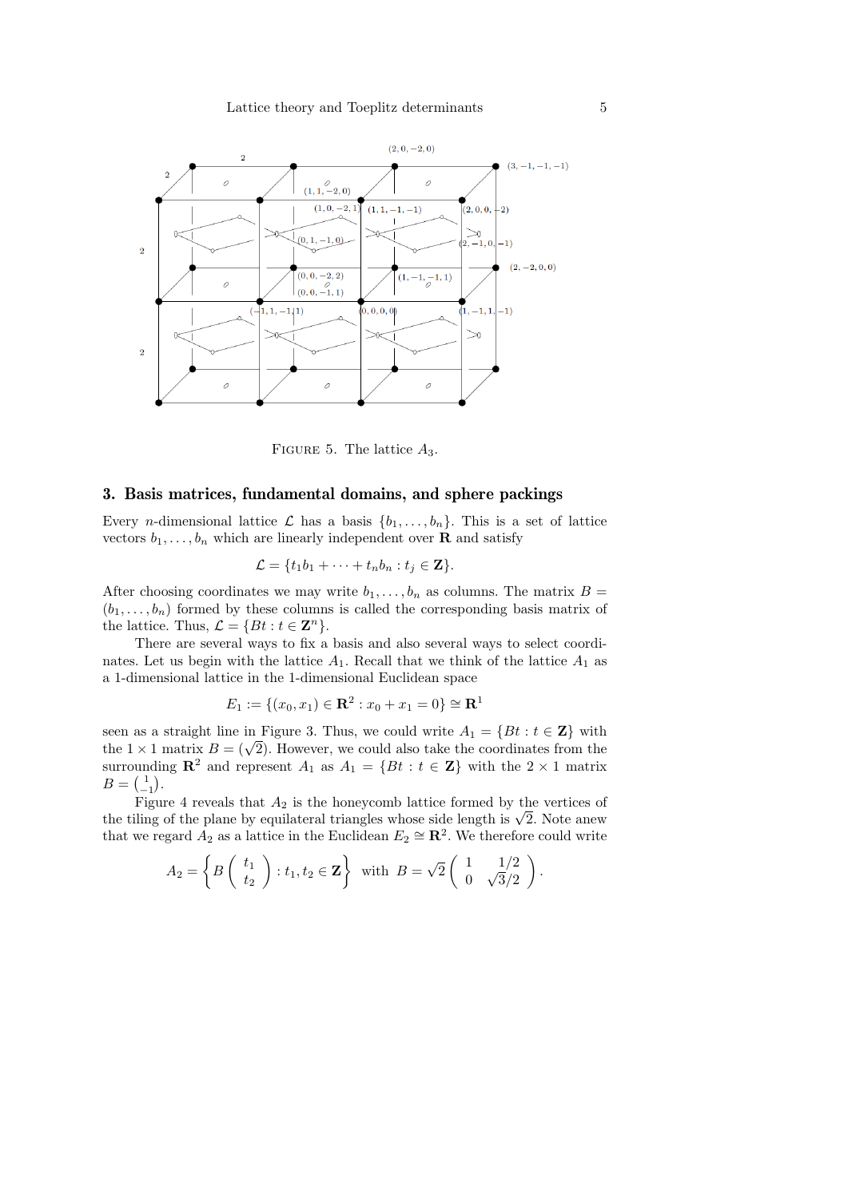FIGURE 5. The lattice $A_3$.

## 3. Basis matrices, fundamental domains, and sphere packings

Every $n$-dimensional lattice $\mathcal{L}$ has a basis $\{b_1, \ldots, b_n\}$. This is a set of lattice vectors $b_1, \ldots, b_n$ which are linearly independent over $\mathbf{R}$ and satisfy

$$\mathcal{L} = \{t_1 b_1 + \cdots + t_n b_n : t_j \in \mathbf{Z}\}.$$

After choosing coordinates we may write $b_1, \ldots, b_n$ as columns. The matrix $B = (b_1, \ldots, b_n)$ formed by these columns is called the corresponding basis matrix of the lattice. Thus, $\mathcal{L} = \{Bt : t \in \mathbf{Z}^n\}$.

There are several ways to fix a basis and also several ways to select coordinates. Let us begin with the lattice $A_1$. Recall that we think of the lattice $A_1$ as a 1-dimensional lattice in the 1-dimensional Euclidean space

$$E_1 := \{(x_0, x_1) \in \mathbf{R}^2 : x_0 + x_1 = 0\} \cong \mathbf{R}^1$$

seen as a straight line in Figure 3. Thus, we could write $A_1 = \{Bt : t \in \mathbf{Z}\}$ with the $1 \times 1$ matrix $B = (\sqrt{2})$. However, we could also take the coordinates from the surrounding $\mathbf{R}^2$ and represent $A_1$ as $A_1 = \{Bt : t \in \mathbf{Z}\}$ with the $2 \times 1$ matrix $B = \binom{1}{-1}$.

Figure 4 reveals that $A_2$ is the honeycomb lattice formed by the vertices of the tiling of the plane by equilateral triangles whose side length is $\sqrt{2}$. Note anew that we regard $A_2$ as a lattice in the Euclidean $E_2 \cong \mathbf{R}^2$. We therefore could write

$$A_2 = \left\{ B \begin{pmatrix} t_1 \\ t_2 \end{pmatrix} : t_1, t_2 \in \mathbf{Z} \right\} \text{ with } B = \sqrt{2} \begin{pmatrix} 1 & 1/2 \\ 0 & \sqrt{3}/2 \end{pmatrix}.$$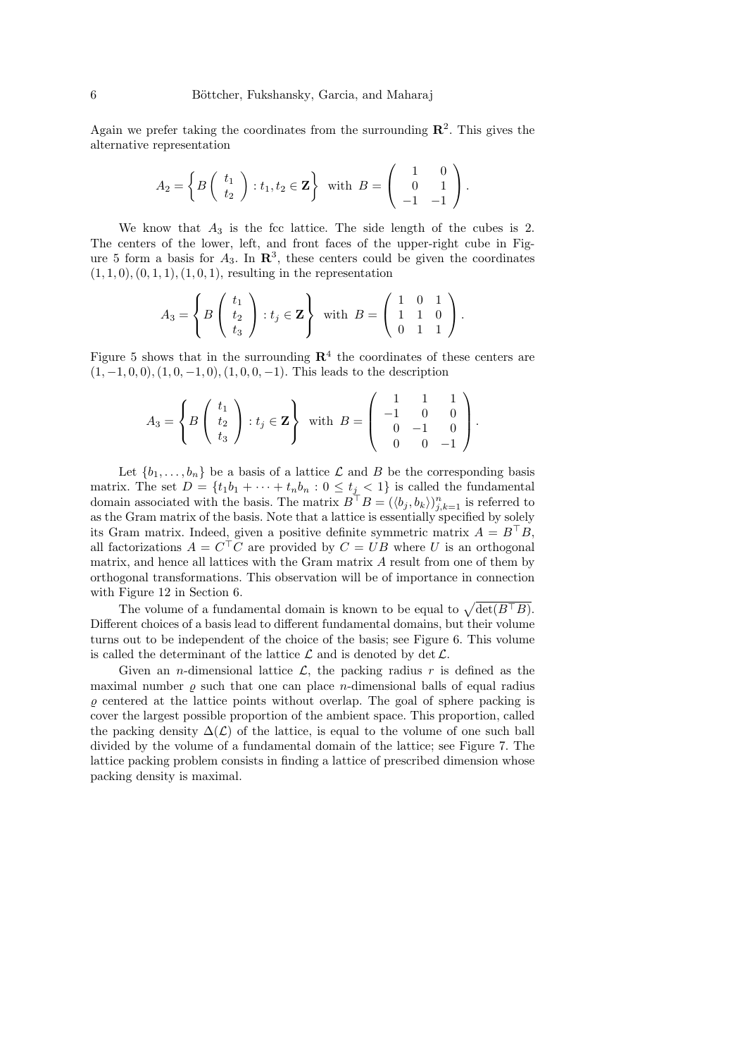Again we prefer taking the coordinates from the surrounding $\mathbf{R}^2$. This gives the alternative representation

$$A_2 = \left\{ B \begin{pmatrix} t_1 \\ t_2 \end{pmatrix} : t_1, t_2 \in \mathbf{Z} \right\} \text{ with } B = \begin{pmatrix} 1 & 0 \\ 0 & 1 \\ -1 & -1 \end{pmatrix}.$$

We know that $A_3$ is the fcc lattice. The side length of the cubes is 2. The centers of the lower, left, and front faces of the upper-right cube in Figure 5 form a basis for $A_3$. In $\mathbf{R}^3$, these centers could be given the coordinates $(1,1,0), (0,1,1), (1,0,1)$, resulting in the representation

$$A_3 = \left\{ B \begin{pmatrix} t_1 \\ t_2 \\ t_3 \end{pmatrix} : t_j \in \mathbf{Z} \right\} \text{ with } B = \begin{pmatrix} 1 & 0 & 1 \\ 1 & 1 & 0 \\ 0 & 1 & 1 \end{pmatrix}.$$

Figure 5 shows that in the surrounding $\mathbf{R}^4$ the coordinates of these centers are $(1,-1,0,0), (1,0,-1,0), (1,0,0,-1)$. This leads to the description

$$A_3 = \left\{ B \begin{pmatrix} t_1 \\ t_2 \\ t_3 \end{pmatrix} : t_j \in \mathbf{Z} \right\} \text{ with } B = \begin{pmatrix} 1 & 1 & 1 \\ -1 & 0 & 0 \\ 0 & -1 & 0 \\ 0 & 0 & -1 \end{pmatrix}.$$

Let $\{b_1, \ldots, b_n\}$ be a basis of a lattice $\mathcal{L}$ and $B$ be the corresponding basis matrix. The set $D = \{t_1 b_1 + \cdots + t_n b_n : 0 \le t_j < 1\}$ is called the fundamental domain associated with the basis. The matrix $B^\top B = (\langle b_j, b_k \rangle)_{j,k=1}^n$ is referred to as the Gram matrix of the basis. Note that a lattice is essentially specified by solely its Gram matrix. Indeed, given a positive definite symmetric matrix $A = B^\top B$, all factorizations $A = C^\top C$ are provided by $C = UB$ where $U$ is an orthogonal matrix, and hence all lattices with the Gram matrix $A$ result from one of them by orthogonal transformations. This observation will be of importance in connection with Figure 12 in Section 6.

The volume of a fundamental domain is known to be equal to $\sqrt{\det(B^\top B)}$. Different choices of a basis lead to different fundamental domains, but their volume turns out to be independent of the choice of the basis; see Figure 6. This volume is called the determinant of the lattice $\mathcal{L}$ and is denoted by $\det \mathcal{L}$.

Given an $n$-dimensional lattice $\mathcal{L}$, the packing radius $r$ is defined as the maximal number $\varrho$ such that one can place $n$-dimensional balls of equal radius $\varrho$ centered at the lattice points without overlap. The goal of sphere packing is cover the largest possible proportion of the ambient space. This proportion, called the packing density $\Delta(\mathcal{L})$ of the lattice, is equal to the volume of one such ball divided by the volume of a fundamental domain of the lattice; see Figure 7. The lattice packing problem consists in finding a lattice of prescribed dimension whose packing density is maximal.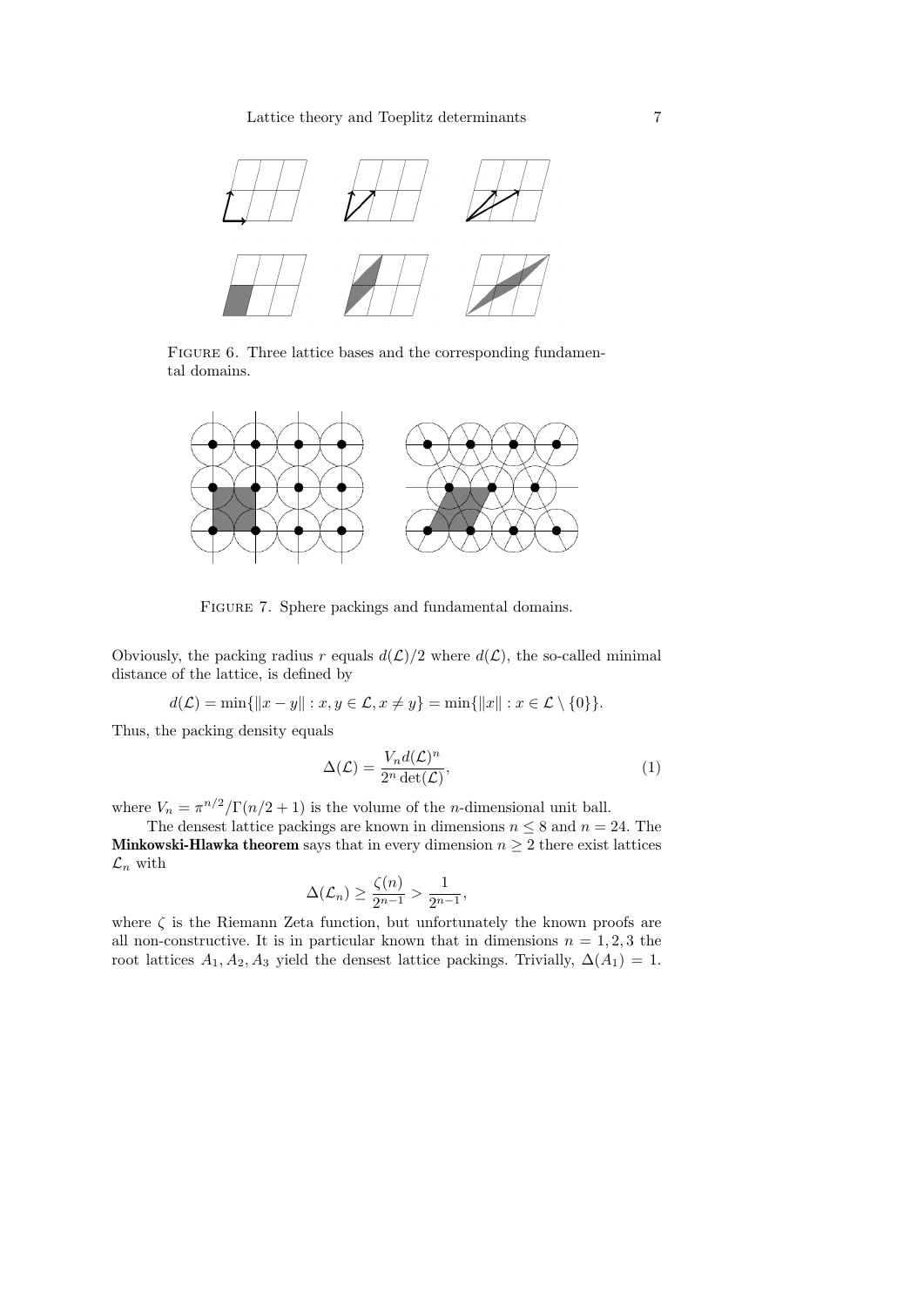Figure 6. Three lattice bases and the corresponding fundamental domains.

Figure 7. Sphere packings and fundamental domains.

Obviously, the packing radius $r$ equals $d(\mathcal{L})/2$ where $d(\mathcal{L})$, the so-called minimal distance of the lattice, is defined by

$$d(\mathcal{L}) = \min\{\|x - y\| : x, y \in \mathcal{L}, x \neq y\} = \min\{\|x\| : x \in \mathcal{L} \setminus \{0\}\}.$$

Thus, the packing density equals

$$\Delta(\mathcal{L}) = \frac{V_n d(\mathcal{L})^n}{2^n \det(\mathcal{L})}, \tag{1}$$

where $V_n = \pi^{n/2}/\Gamma(n/2+1)$ is the volume of the $n$-dimensional unit ball.

The densest lattice packings are known in dimensions $n \leq 8$ and $n = 24$. The **Minkowski-Hlawka theorem** says that in every dimension $n \geq 2$ there exist lattices $\mathcal{L}_n$ with

$$\Delta(\mathcal{L}_n) \geq \frac{\zeta(n)}{2^{n-1}} > \frac{1}{2^{n-1}},$$

where $\zeta$ is the Riemann Zeta function, but unfortunately the known proofs are all non-constructive. It is in particular known that in dimensions $n = 1, 2, 3$ the root lattices $A_1, A_2, A_3$ yield the densest lattice packings. Trivially, $\Delta(A_1) = 1$.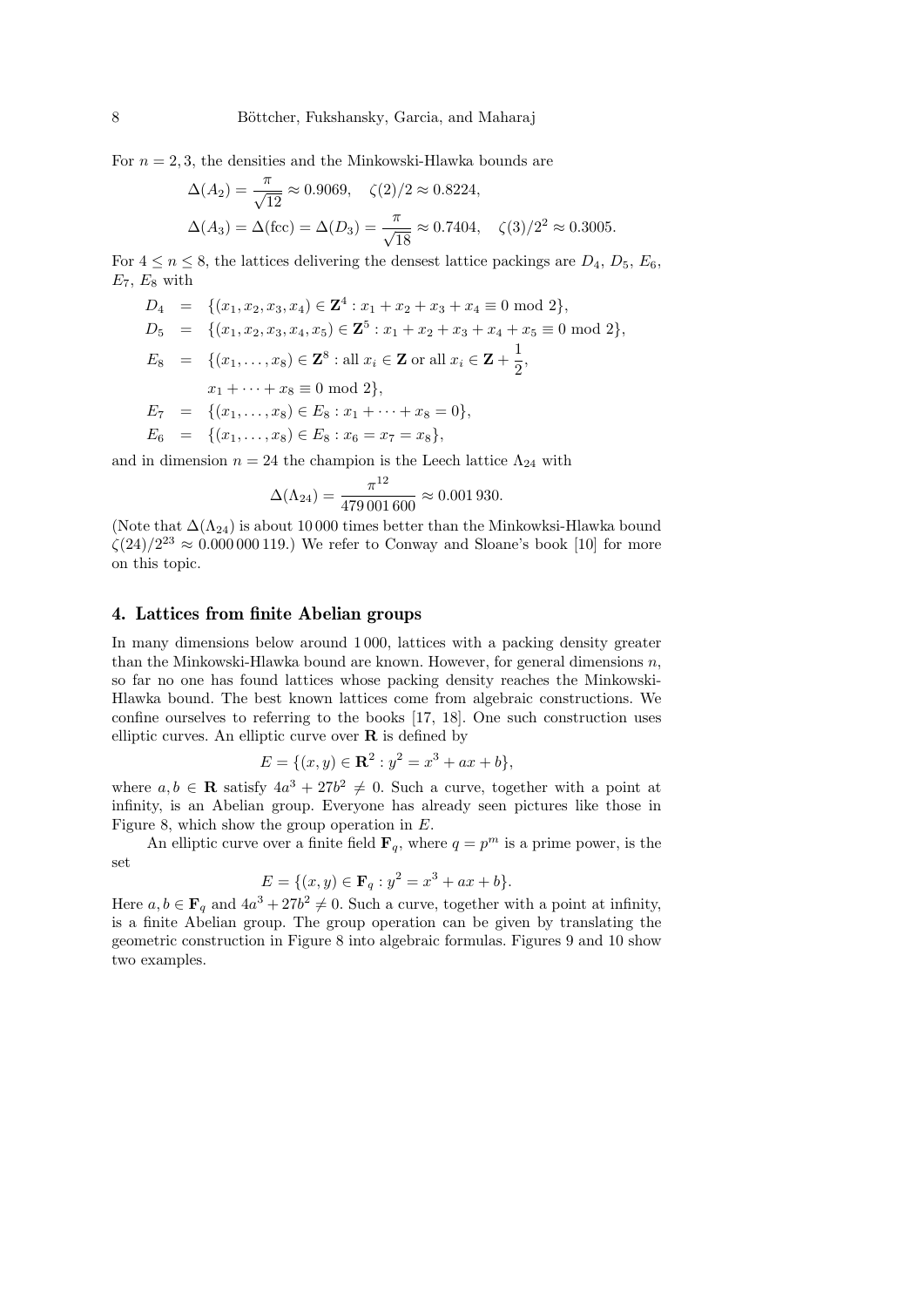For $n = 2, 3$, the densities and the Minkowski-Hlawka bounds are

$$\Delta(A_2) = \frac{\pi}{\sqrt{12}} \approx 0.9069, \quad \zeta(2)/2 \approx 0.8224,$$

$$\Delta(A_3) = \Delta(\text{fcc}) = \Delta(D_3) = \frac{\pi}{\sqrt{18}} \approx 0.7404, \quad \zeta(3)/2^2 \approx 0.3005.$$

For $4 \le n \le 8$, the lattices delivering the densest lattice packings are $D_4$, $D_5$, $E_6$, $E_7$, $E_8$ with

$$\begin{aligned}
D_4 &= \{(x_1, x_2, x_3, x_4) \in \mathbf{Z}^4 : x_1 + x_2 + x_3 + x_4 \equiv 0 \bmod 2\}, \\
D_5 &= \{(x_1, x_2, x_3, x_4, x_5) \in \mathbf{Z}^5 : x_1 + x_2 + x_3 + x_4 + x_5 \equiv 0 \bmod 2\}, \\
E_8 &= \{(x_1, \ldots, x_8) \in \mathbf{Z}^8 : \text{all } x_i \in \mathbf{Z} \text{ or all } x_i \in \mathbf{Z} + \frac{1}{2}, \\
&\quad\; x_1 + \cdots + x_8 \equiv 0 \bmod 2\}, \\
E_7 &= \{(x_1, \ldots, x_8) \in E_8 : x_1 + \cdots + x_8 = 0\}, \\
E_6 &= \{(x_1, \ldots, x_8) \in E_8 : x_6 = x_7 = x_8\},
\end{aligned}$$

and in dimension $n = 24$ the champion is the Leech lattice $\Lambda_{24}$ with

$$\Delta(\Lambda_{24}) = \frac{\pi^{12}}{479\,001\,600} \approx 0.001\,930.$$

(Note that $\Delta(\Lambda_{24})$ is about 10 000 times better than the Minkowksi-Hlawka bound $\zeta(24)/2^{23} \approx 0.000\,000\,119$.) We refer to Conway and Sloane's book [10] for more on this topic.

## 4. Lattices from finite Abelian groups

In many dimensions below around 1 000, lattices with a packing density greater than the Minkowski-Hlawka bound are known. However, for general dimensions $n$, so far no one has found lattices whose packing density reaches the Minkowski-Hlawka bound. The best known lattices come from algebraic constructions. We confine ourselves to referring to the books [17, 18]. One such construction uses elliptic curves. An elliptic curve over $\mathbf{R}$ is defined by

$$E = \{(x, y) \in \mathbf{R}^2 : y^2 = x^3 + ax + b\},$$

where $a, b \in \mathbf{R}$ satisfy $4a^3 + 27b^2 \neq 0$. Such a curve, together with a point at infinity, is an Abelian group. Everyone has already seen pictures like those in Figure 8, which show the group operation in $E$.

An elliptic curve over a finite field $\mathbf{F}_q$, where $q = p^m$ is a prime power, is the set

$$E = \{(x, y) \in \mathbf{F}_q : y^2 = x^3 + ax + b\}.$$

Here $a, b \in \mathbf{F}_q$ and $4a^3 + 27b^2 \neq 0$. Such a curve, together with a point at infinity, is a finite Abelian group. The group operation can be given by translating the geometric construction in Figure 8 into algebraic formulas. Figures 9 and 10 show two examples.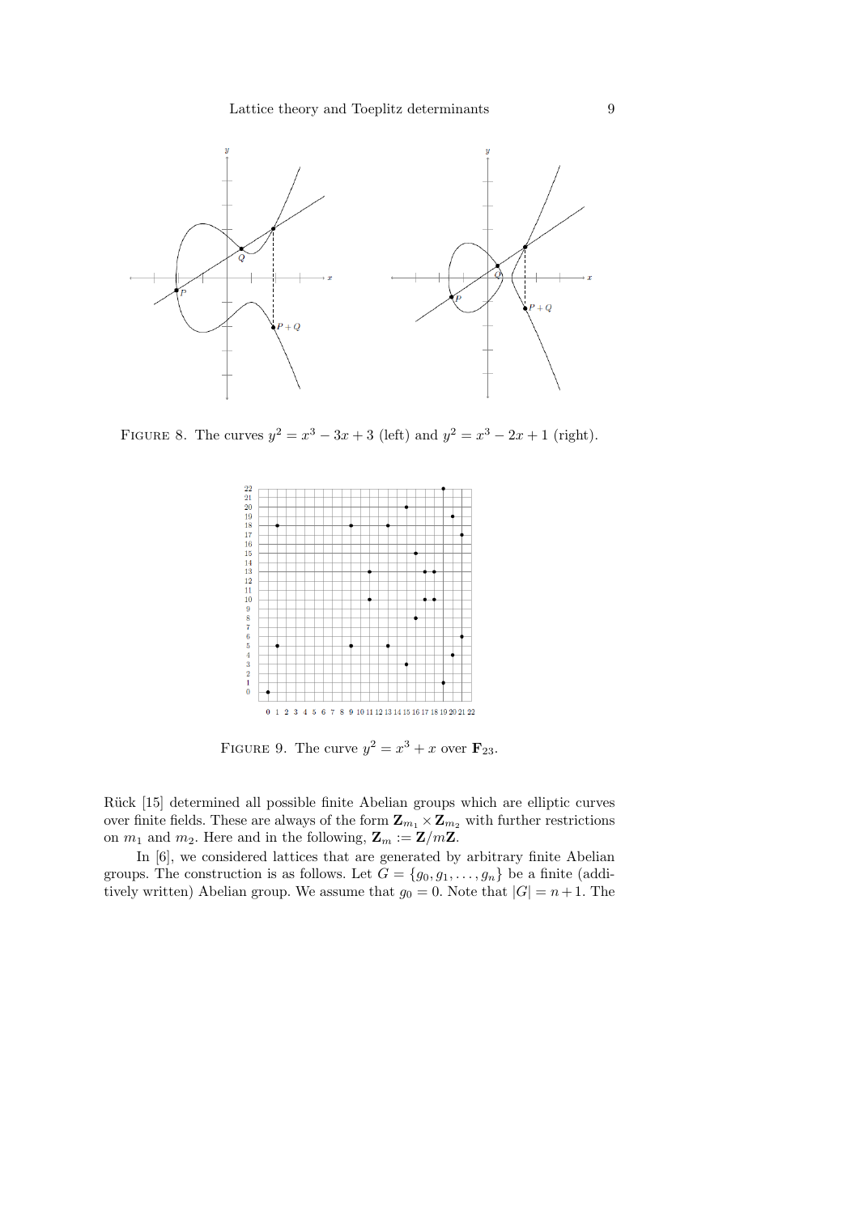FIGURE 8. The curves $y^2 = x^3 - 3x + 3$ (left) and $y^2 = x^3 - 2x + 1$ (right).

FIGURE 9. The curve $y^2 = x^3 + x$ over $\mathbf{F}_{23}$.

Rück [15] determined all possible finite Abelian groups which are elliptic curves over finite fields. These are always of the form $\mathbf{Z}_{m_1} \times \mathbf{Z}_{m_2}$ with further restrictions on $m_1$ and $m_2$. Here and in the following, $\mathbf{Z}_m := \mathbf{Z}/m\mathbf{Z}$.

In [6], we considered lattices that are generated by arbitrary finite Abelian groups. The construction is as follows. Let $G = \{g_0, g_1, \ldots, g_n\}$ be a finite (additively written) Abelian group. We assume that $g_0 = 0$. Note that $|G| = n+1$. The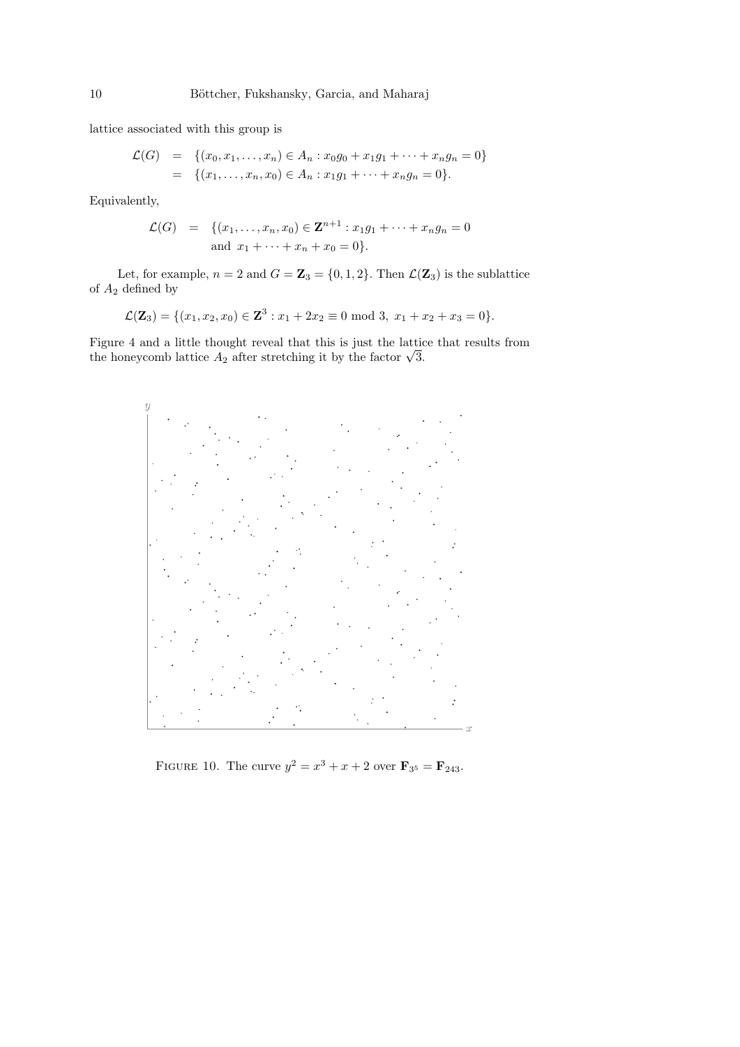lattice associated with this group is

$$
\begin{aligned}
\mathcal{L}(G) &= \{(x_0, x_1, \ldots, x_n) \in A_n : x_0 g_0 + x_1 g_1 + \cdots + x_n g_n = 0\} \\
&= \{(x_1, \ldots, x_n, x_0) \in A_n : x_1 g_1 + \cdots + x_n g_n = 0\}.
\end{aligned}
$$

Equivalently,

$$
\begin{aligned}
\mathcal{L}(G) &= \{(x_1, \ldots, x_n, x_0) \in \mathbf{Z}^{n+1} : x_1 g_1 + \cdots + x_n g_n = 0 \\
&\quad \text{and } \; x_1 + \cdots + x_n + x_0 = 0\}.
\end{aligned}
$$

Let, for example, $n = 2$ and $G = \mathbf{Z}_3 = \{0, 1, 2\}$. Then $\mathcal{L}(\mathbf{Z}_3)$ is the sublattice of $A_2$ defined by

$$
\mathcal{L}(\mathbf{Z}_3) = \{(x_1, x_2, x_0) \in \mathbf{Z}^3 : x_1 + 2x_2 \equiv 0 \bmod 3, \; x_1 + x_2 + x_3 = 0\}.
$$

Figure 4 and a little thought reveal that this is just the lattice that results from the honeycomb lattice $A_2$ after stretching it by the factor $\sqrt{3}$.

FIGURE 10. The curve $y^2 = x^3 + x + 2$ over $\mathbf{F}_{3^5} = \mathbf{F}_{243}$.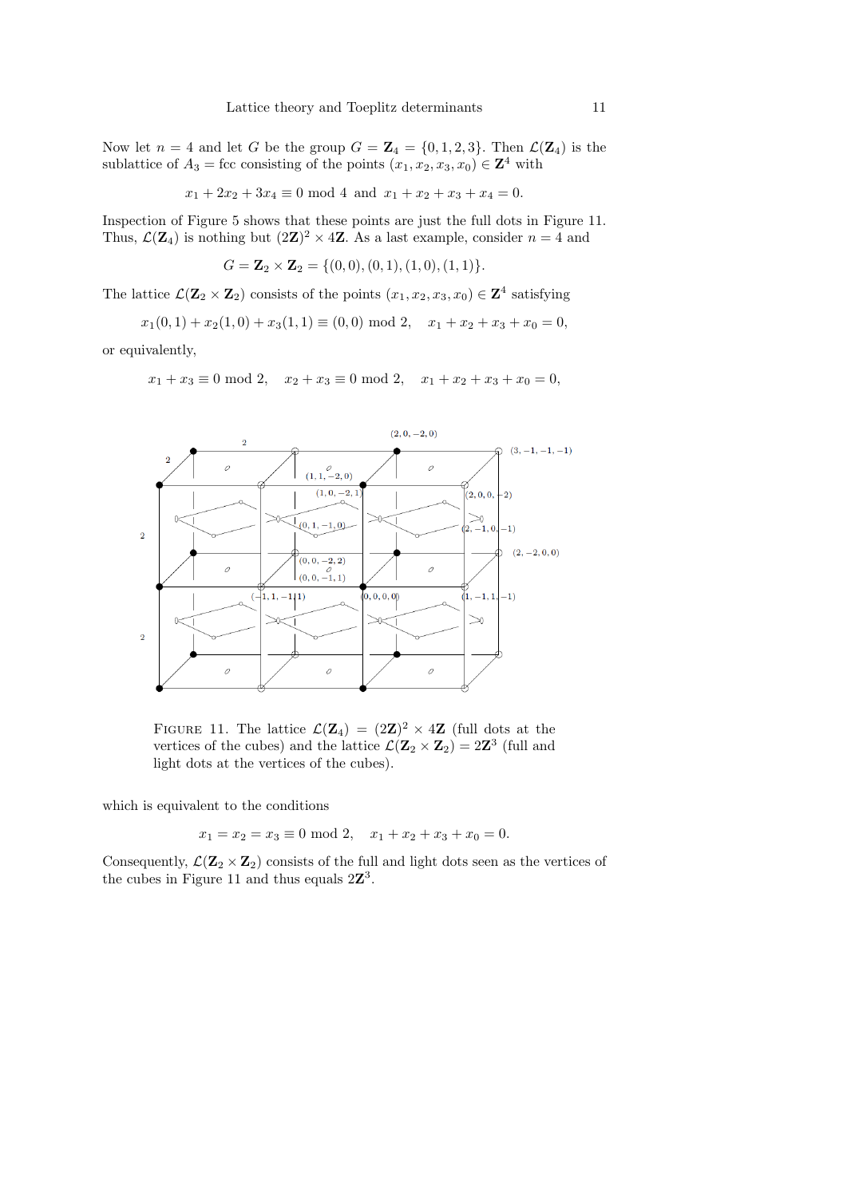Now let $n = 4$ and let $G$ be the group $G = \mathbf{Z}_4 = \{0, 1, 2, 3\}$. Then $\mathcal{L}(\mathbf{Z}_4)$ is the sublattice of $A_3 = \text{fcc}$ consisting of the points $(x_1, x_2, x_3, x_0) \in \mathbf{Z}^4$ with

$$x_1 + 2x_2 + 3x_4 \equiv 0 \text{ mod } 4 \text{ and } x_1 + x_2 + x_3 + x_4 = 0.$$

Inspection of Figure 5 shows that these points are just the full dots in Figure 11. Thus, $\mathcal{L}(\mathbf{Z}_4)$ is nothing but $(2\mathbf{Z})^2 \times 4\mathbf{Z}$. As a last example, consider $n = 4$ and

$$G = \mathbf{Z}_2 \times \mathbf{Z}_2 = \{(0, 0), (0, 1), (1, 0), (1, 1)\}.$$

The lattice $\mathcal{L}(\mathbf{Z}_2 \times \mathbf{Z}_2)$ consists of the points $(x_1, x_2, x_3, x_0) \in \mathbf{Z}^4$ satisfying

$$x_1(0, 1) + x_2(1, 0) + x_3(1, 1) \equiv (0, 0) \text{ mod } 2, \quad x_1 + x_2 + x_3 + x_0 = 0,$$

or equivalently,

$$x_1 + x_3 \equiv 0 \text{ mod } 2, \quad x_2 + x_3 \equiv 0 \text{ mod } 2, \quad x_1 + x_2 + x_3 + x_0 = 0,$$

FIGURE 11. The lattice $\mathcal{L}(\mathbf{Z}_4) = (2\mathbf{Z})^2 \times 4\mathbf{Z}$ (full dots at the vertices of the cubes) and the lattice $\mathcal{L}(\mathbf{Z}_2 \times \mathbf{Z}_2) = 2\mathbf{Z}^3$ (full and light dots at the vertices of the cubes).

which is equivalent to the conditions

$$x_1 = x_2 = x_3 \equiv 0 \text{ mod } 2, \quad x_1 + x_2 + x_3 + x_0 = 0.$$

Consequently, $\mathcal{L}(\mathbf{Z}_2 \times \mathbf{Z}_2)$ consists of the full and light dots seen as the vertices of the cubes in Figure 11 and thus equals $2\mathbf{Z}^3$.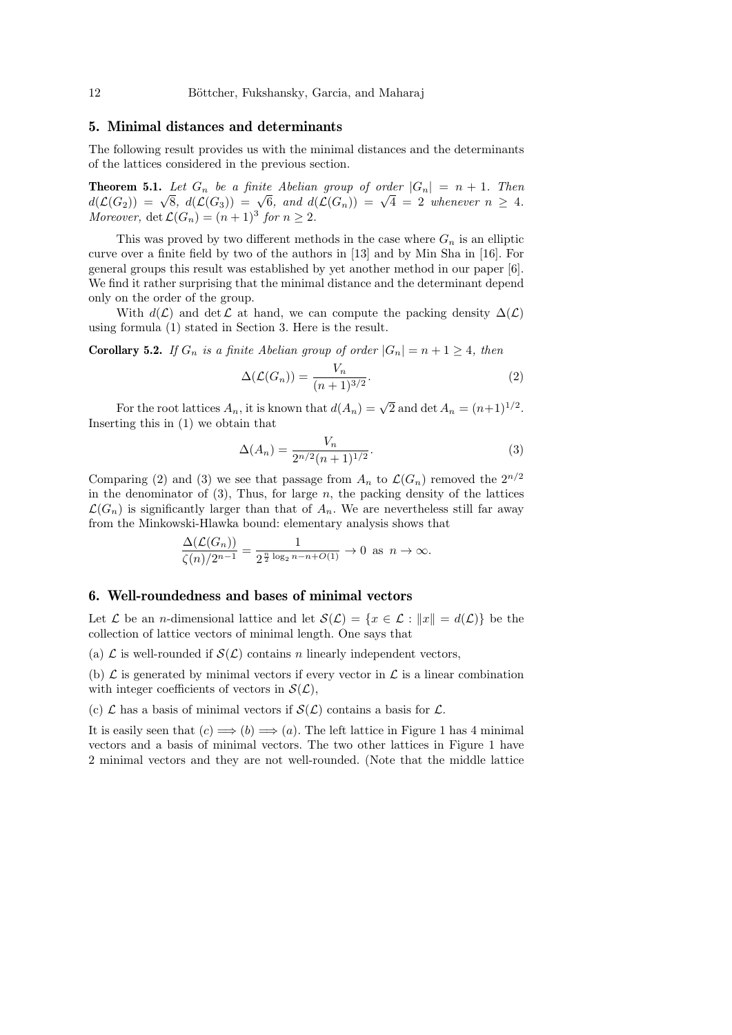## 5. Minimal distances and determinants

The following result provides us with the minimal distances and the determinants of the lattices considered in the previous section.

**Theorem 5.1.** *Let $G_n$ be a finite Abelian group of order $|G_n| = n+1$. Then $d(\mathcal{L}(G_2)) = \sqrt{8}$, $d(\mathcal{L}(G_3)) = \sqrt{6}$, and $d(\mathcal{L}(G_n)) = \sqrt{4} = 2$ whenever $n \geq 4$. Moreover, $\det \mathcal{L}(G_n) = (n+1)^3$ for $n \geq 2$.*

This was proved by two different methods in the case where $G_n$ is an elliptic curve over a finite field by two of the authors in [13] and by Min Sha in [16]. For general groups this result was established by yet another method in our paper [6]. We find it rather surprising that the minimal distance and the determinant depend only on the order of the group.

With $d(\mathcal{L})$ and $\det \mathcal{L}$ at hand, we can compute the packing density $\Delta(\mathcal{L})$ using formula (1) stated in Section 3. Here is the result.

**Corollary 5.2.** *If $G_n$ is a finite Abelian group of order $|G_n| = n+1 \geq 4$, then*

$$\Delta(\mathcal{L}(G_n)) = \frac{V_n}{(n+1)^{3/2}}. \tag{2}$$

For the root lattices $A_n$, it is known that $d(A_n) = \sqrt{2}$ and $\det A_n = (n+1)^{1/2}$. Inserting this in (1) we obtain that

$$\Delta(A_n) = \frac{V_n}{2^{n/2}(n+1)^{1/2}}. \tag{3}$$

Comparing (2) and (3) we see that passage from $A_n$ to $\mathcal{L}(G_n)$ removed the $2^{n/2}$ in the denominator of (3), Thus, for large $n$, the packing density of the lattices $\mathcal{L}(G_n)$ is significantly larger than that of $A_n$. We are nevertheless still far away from the Minkowski-Hlawka bound: elementary analysis shows that

$$\frac{\Delta(\mathcal{L}(G_n))}{\zeta(n)/2^{n-1}} = \frac{1}{2^{\frac{n}{2}\log_2 n - n + O(1)}} \to 0 \text{ as } n \to \infty.$$

## 6. Well-roundedness and bases of minimal vectors

Let $\mathcal{L}$ be an $n$-dimensional lattice and let $\mathcal{S}(\mathcal{L}) = \{x \in \mathcal{L} : \|x\| = d(\mathcal{L})\}$ be the collection of lattice vectors of minimal length. One says that

(a) $\mathcal{L}$ is well-rounded if $\mathcal{S}(\mathcal{L})$ contains $n$ linearly independent vectors,

(b) $\mathcal{L}$ is generated by minimal vectors if every vector in $\mathcal{L}$ is a linear combination with integer coefficients of vectors in $\mathcal{S}(\mathcal{L})$,

(c) $\mathcal{L}$ has a basis of minimal vectors if $\mathcal{S}(\mathcal{L})$ contains a basis for $\mathcal{L}$.

It is easily seen that $(c) \Longrightarrow (b) \Longrightarrow (a)$. The left lattice in Figure 1 has 4 minimal vectors and a basis of minimal vectors. The two other lattices in Figure 1 have 2 minimal vectors and they are not well-rounded. (Note that the middle lattice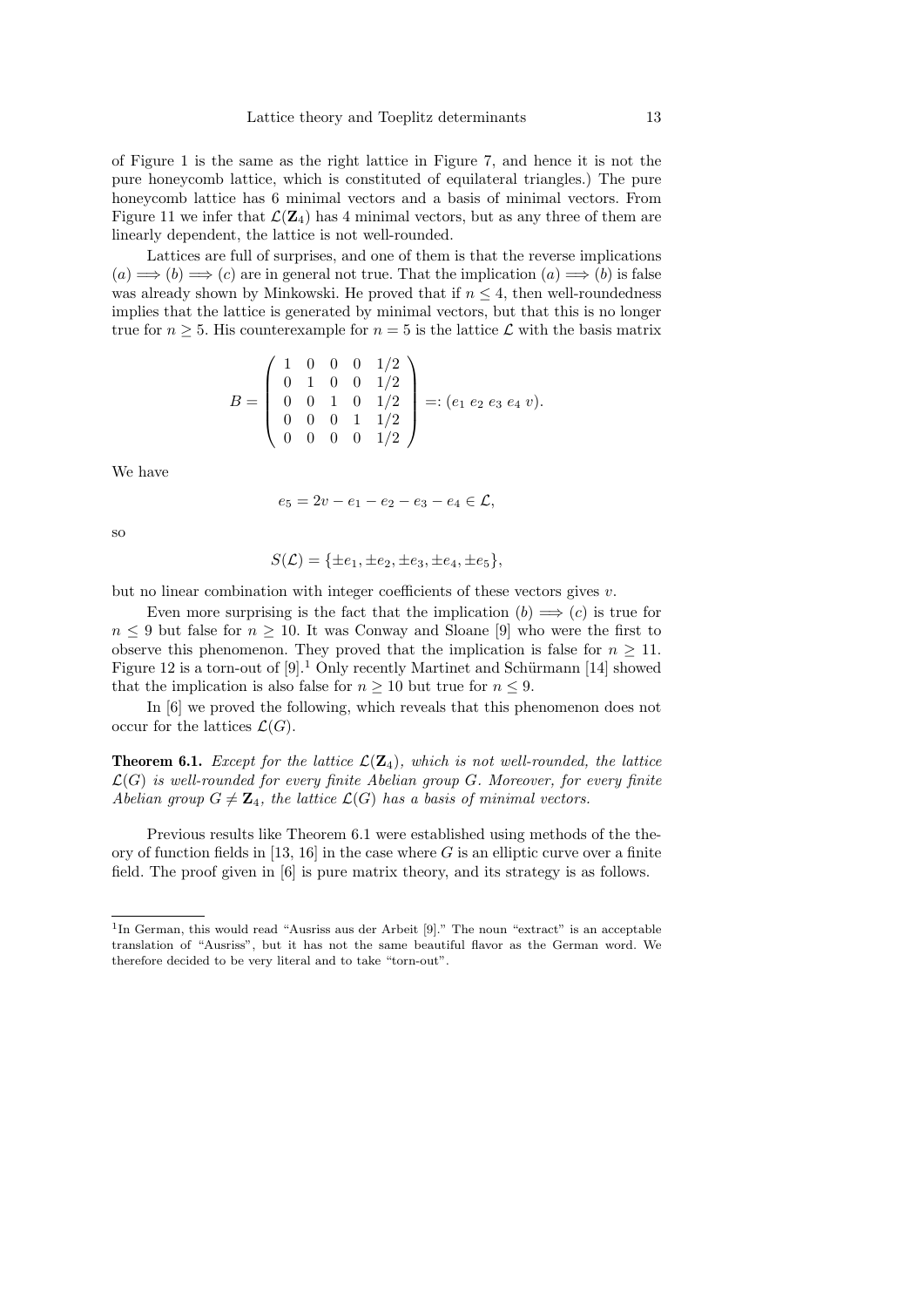of Figure 1 is the same as the right lattice in Figure 7, and hence it is not the pure honeycomb lattice, which is constituted of equilateral triangles.) The pure honeycomb lattice has 6 minimal vectors and a basis of minimal vectors. From Figure 11 we infer that $\mathcal{L}(\mathbf{Z}_4)$ has 4 minimal vectors, but as any three of them are linearly dependent, the lattice is not well-rounded.

Lattices are full of surprises, and one of them is that the reverse implications $(a) \Longrightarrow (b) \Longrightarrow (c)$ are in general not true. That the implication $(a) \Longrightarrow (b)$ is false was already shown by Minkowski. He proved that if $n \le 4$, then well-roundedness implies that the lattice is generated by minimal vectors, but that this is no longer true for $n \ge 5$. His counterexample for $n = 5$ is the lattice $\mathcal{L}$ with the basis matrix

$$B = \begin{pmatrix} 1 & 0 & 0 & 0 & 1/2 \\ 0 & 1 & 0 & 0 & 1/2 \\ 0 & 0 & 1 & 0 & 1/2 \\ 0 & 0 & 0 & 1 & 1/2 \\ 0 & 0 & 0 & 0 & 1/2 \end{pmatrix} =: (e_1 \; e_2 \; e_3 \; e_4 \; v).$$

We have

$$e_5 = 2v - e_1 - e_2 - e_3 - e_4 \in \mathcal{L},$$

so

$$S(\mathcal{L}) = \{\pm e_1, \pm e_2, \pm e_3, \pm e_4, \pm e_5\},$$

but no linear combination with integer coefficients of these vectors gives $v$.

Even more surprising is the fact that the implication $(b) \Longrightarrow (c)$ is true for $n \le 9$ but false for $n \ge 10$. It was Conway and Sloane [9] who were the first to observe this phenomenon. They proved that the implication is false for $n \ge 11$. Figure 12 is a torn-out of [9].[1] Only recently Martinet and Schürmann [14] showed that the implication is also false for $n \ge 10$ but true for $n \le 9$.

In [6] we proved the following, which reveals that this phenomenon does not occur for the lattices $\mathcal{L}(G)$.

**Theorem 6.1.** *Except for the lattice $\mathcal{L}(\mathbf{Z}_4)$, which is not well-rounded, the lattice $\mathcal{L}(G)$ is well-rounded for every finite Abelian group $G$. Moreover, for every finite Abelian group $G \neq \mathbf{Z}_4$, the lattice $\mathcal{L}(G)$ has a basis of minimal vectors.*

Previous results like Theorem 6.1 were established using methods of the theory of function fields in [13, 16] in the case where $G$ is an elliptic curve over a finite field. The proof given in [6] is pure matrix theory, and its strategy is as follows.

[1] In German, this would read "Ausriss aus der Arbeit [9]." The noun "extract" is an acceptable translation of "Ausriss", but it has not the same beautiful flavor as the German word. We therefore decided to be very literal and to take "torn-out".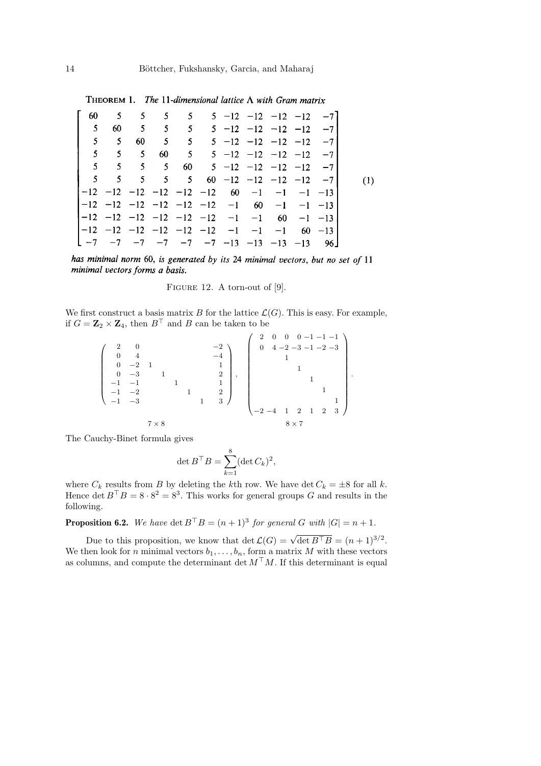**Theorem 1.** *The 11-dimensional lattice* $\Lambda$ *with Gram matrix*

$$\begin{bmatrix} 60 & 5 & 5 & 5 & 5 & 5 & -12 & -12 & -12 & -12 & -7 \\ 5 & 60 & 5 & 5 & 5 & 5 & -12 & -12 & -12 & -12 & -7 \\ 5 & 5 & 60 & 5 & 5 & 5 & -12 & -12 & -12 & -12 & -7 \\ 5 & 5 & 5 & 60 & 5 & 5 & -12 & -12 & -12 & -12 & -7 \\ 5 & 5 & 5 & 5 & 60 & 5 & -12 & -12 & -12 & -12 & -7 \\ 5 & 5 & 5 & 5 & 5 & 60 & -12 & -12 & -12 & -12 & -7 \\ -12 & -12 & -12 & -12 & -12 & -12 & 60 & -1 & -1 & -1 & -13 \\ -12 & -12 & -12 & -12 & -12 & -12 & -1 & 60 & -1 & -1 & -13 \\ -12 & -12 & -12 & -12 & -12 & -12 & -1 & -1 & 60 & -1 & -13 \\ -12 & -12 & -12 & -12 & -12 & -12 & -1 & -1 & -1 & 60 & -13 \\ -7 & -7 & -7 & -7 & -7 & -7 & -13 & -13 & -13 & -13 & 96 \end{bmatrix} \quad (1)$$

*has minimal norm 60, is generated by its 24 minimal vectors, but no set of 11 minimal vectors forms a basis.*

Figure 12. A torn-out of [9].

We first construct a basis matrix $B$ for the lattice $\mathcal{L}(G)$. This is easy. For example, if $G = \mathbf{Z}_2 \times \mathbf{Z}_4$, then $B^\top$ and $B$ can be taken to be

$$\underbrace{\begin{pmatrix} 2 & 0 & & & & & & -2 \\ 0 & 4 & & & & & & -4 \\ 0 & -2 & 1 & & & & & 1 \\ 0 & -3 & & 1 & & & & 2 \\ -1 & -1 & & & 1 & & & 1 \\ -1 & -2 & & & & 1 & & 2 \\ -1 & -3 & & & & & 1 & 3 \end{pmatrix}}_{7 \times 8}, \quad \underbrace{\begin{pmatrix} 2 & 0 & 0 & 0 & -1 & -1 & -1 \\ 0 & 4 & -2 & -3 & -1 & -2 & -3 \\ & & 1 & & & & \\ & & & 1 & & & \\ & & & & 1 & & \\ & & & & & 1 & \\ & & & & & & 1 \\ -2 & -4 & 1 & 2 & 1 & 2 & 3 \end{pmatrix}}_{8 \times 7}.$$

The Cauchy-Binet formula gives

$$\det B^\top B = \sum_{k=1}^{8} (\det C_k)^2,$$

where $C_k$ results from $B$ by deleting the $k$th row. We have $\det C_k = \pm 8$ for all $k$. Hence $\det B^\top B = 8 \cdot 8^2 = 8^3$. This works for general groups $G$ and results in the following.

**Proposition 6.2.** *We have* $\det B^\top B = (n+1)^3$ *for general* $G$ *with* $|G| = n+1$.

Due to this proposition, we know that $\det \mathcal{L}(G) = \sqrt{\det B^\top B} = (n+1)^{3/2}$. We then look for $n$ minimal vectors $b_1, \ldots, b_n$, form a matrix $M$ with these vectors as columns, and compute the determinant $\det M^\top M$. If this determinant is equal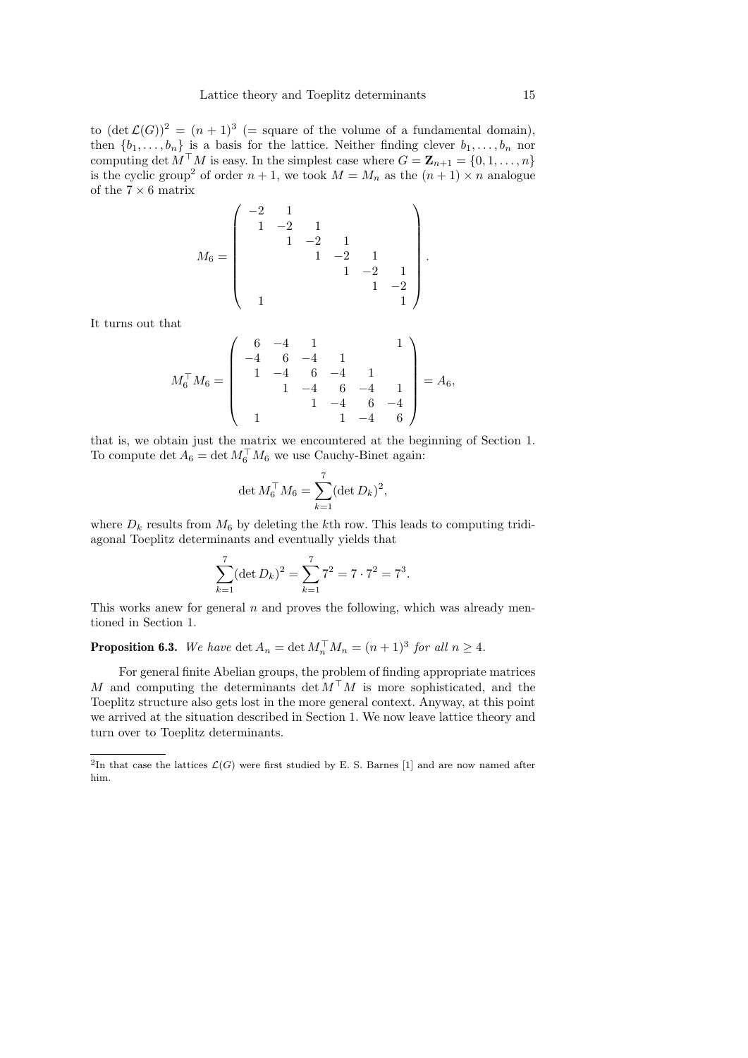to $(\det \mathcal{L}(G))^2 = (n+1)^3$ (= square of the volume of a fundamental domain), then $\{b_1, \ldots, b_n\}$ is a basis for the lattice. Neither finding clever $b_1, \ldots, b_n$ nor computing $\det M^\top M$ is easy. In the simplest case where $G = \mathbf{Z}_{n+1} = \{0, 1, \ldots, n\}$ is the cyclic group[2] of order $n+1$, we took $M = M_n$ as the $(n+1) \times n$ analogue of the $7 \times 6$ matrix

$$M_6 = \begin{pmatrix} -2 & 1 & & & & \\ 1 & -2 & 1 & & & \\ & 1 & -2 & 1 & & \\ & & 1 & -2 & 1 & \\ & & & 1 & -2 & 1 \\ & & & & 1 & -2 \\ 1 & & & & & 1 \end{pmatrix}.$$

It turns out that

$$M_6^\top M_6 = \begin{pmatrix} 6 & -4 & 1 & & & 1 \\ -4 & 6 & -4 & 1 & & \\ 1 & -4 & 6 & -4 & 1 & \\ & 1 & -4 & 6 & -4 & 1 \\ & & 1 & -4 & 6 & -4 \\ 1 & & & 1 & -4 & 6 \end{pmatrix} = A_6,$$

that is, we obtain just the matrix we encountered at the beginning of Section 1. To compute $\det A_6 = \det M_6^\top M_6$ we use Cauchy-Binet again:

$$\det M_6^\top M_6 = \sum_{k=1}^{7} (\det D_k)^2,$$

where $D_k$ results from $M_6$ by deleting the $k$th row. This leads to computing tridiagonal Toeplitz determinants and eventually yields that

$$\sum_{k=1}^{7} (\det D_k)^2 = \sum_{k=1}^{7} 7^2 = 7 \cdot 7^2 = 7^3.$$

This works anew for general $n$ and proves the following, which was already mentioned in Section 1.

**Proposition 6.3.** *We have* $\det A_n = \det M_n^\top M_n = (n+1)^3$ *for all* $n \geq 4$.

For general finite Abelian groups, the problem of finding appropriate matrices $M$ and computing the determinants $\det M^\top M$ is more sophisticated, and the Toeplitz structure also gets lost in the more general context. Anyway, at this point we arrived at the situation described in Section 1. We now leave lattice theory and turn over to Toeplitz determinants.

---

[2] In that case the lattices $\mathcal{L}(G)$ were first studied by E. S. Barnes [1] and are now named after him.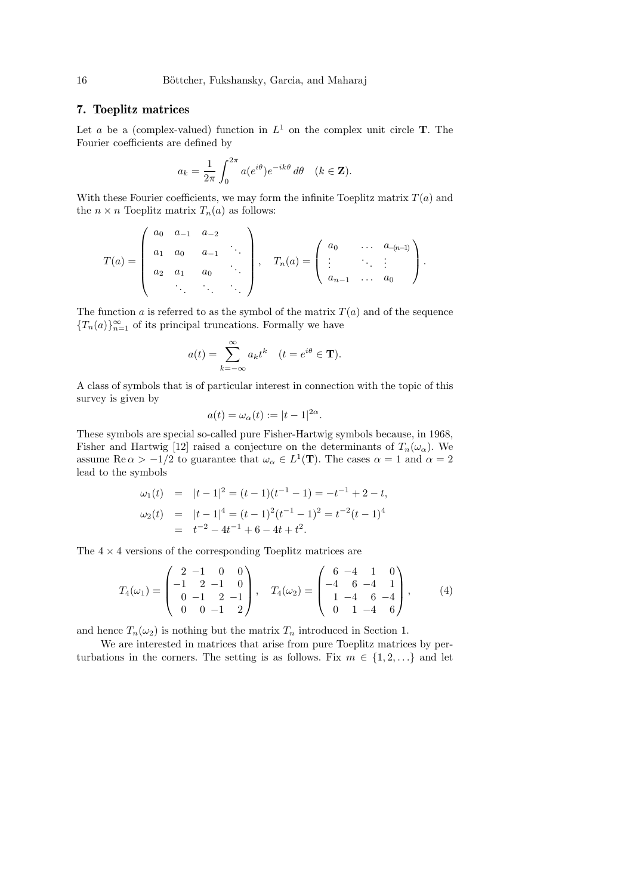## 7. Toeplitz matrices

Let $a$ be a (complex-valued) function in $L^1$ on the complex unit circle $\mathbf{T}$. The Fourier coefficients are defined by

$$a_k = \frac{1}{2\pi}\int_0^{2\pi} a(e^{i\theta})e^{-ik\theta}\,d\theta \quad (k \in \mathbf{Z}).$$

With these Fourier coefficients, we may form the infinite Toeplitz matrix $T(a)$ and the $n \times n$ Toeplitz matrix $T_n(a)$ as follows:

$$T(a) = \begin{pmatrix} a_0 & a_{-1} & a_{-2} & \\ a_1 & a_0 & a_{-1} & \ddots \\ a_2 & a_1 & a_0 & \ddots \\ & \ddots & \ddots & \ddots \end{pmatrix}, \quad T_n(a) = \begin{pmatrix} a_0 & \dots & a_{-(n-1)} \\ \vdots & \ddots & \vdots \\ a_{n-1} & \dots & a_0 \end{pmatrix}.$$

The function $a$ is referred to as the symbol of the matrix $T(a)$ and of the sequence $\{T_n(a)\}_{n=1}^\infty$ of its principal truncations. Formally we have

$$a(t) = \sum_{k=-\infty}^{\infty} a_k t^k \quad (t = e^{i\theta} \in \mathbf{T}).$$

A class of symbols that is of particular interest in connection with the topic of this survey is given by

$$a(t) = \omega_\alpha(t) := |t-1|^{2\alpha}.$$

These symbols are special so-called pure Fisher-Hartwig symbols because, in 1968, Fisher and Hartwig [12] raised a conjecture on the determinants of $T_n(\omega_\alpha)$. We assume $\operatorname{Re}\alpha > -1/2$ to guarantee that $\omega_\alpha \in L^1(\mathbf{T})$. The cases $\alpha = 1$ and $\alpha = 2$ lead to the symbols

$$\begin{aligned} \omega_1(t) &= |t-1|^2 = (t-1)(t^{-1}-1) = -t^{-1} + 2 - t, \\ \omega_2(t) &= |t-1|^4 = (t-1)^2(t^{-1}-1)^2 = t^{-2}(t-1)^4 \\ &= t^{-2} - 4t^{-1} + 6 - 4t + t^2. \end{aligned}$$

The $4 \times 4$ versions of the corresponding Toeplitz matrices are

$$T_4(\omega_1) = \begin{pmatrix} 2 & -1 & 0 & 0 \\ -1 & 2 & -1 & 0 \\ 0 & -1 & 2 & -1 \\ 0 & 0 & -1 & 2 \end{pmatrix}, \quad T_4(\omega_2) = \begin{pmatrix} 6 & -4 & 1 & 0 \\ -4 & 6 & -4 & 1 \\ 1 & -4 & 6 & -4 \\ 0 & 1 & -4 & 6 \end{pmatrix}, \tag{4}$$

and hence $T_n(\omega_2)$ is nothing but the matrix $T_n$ introduced in Section 1.

We are interested in matrices that arise from pure Toeplitz matrices by perturbations in the corners. The setting is as follows. Fix $m \in \{1, 2, \dots\}$ and let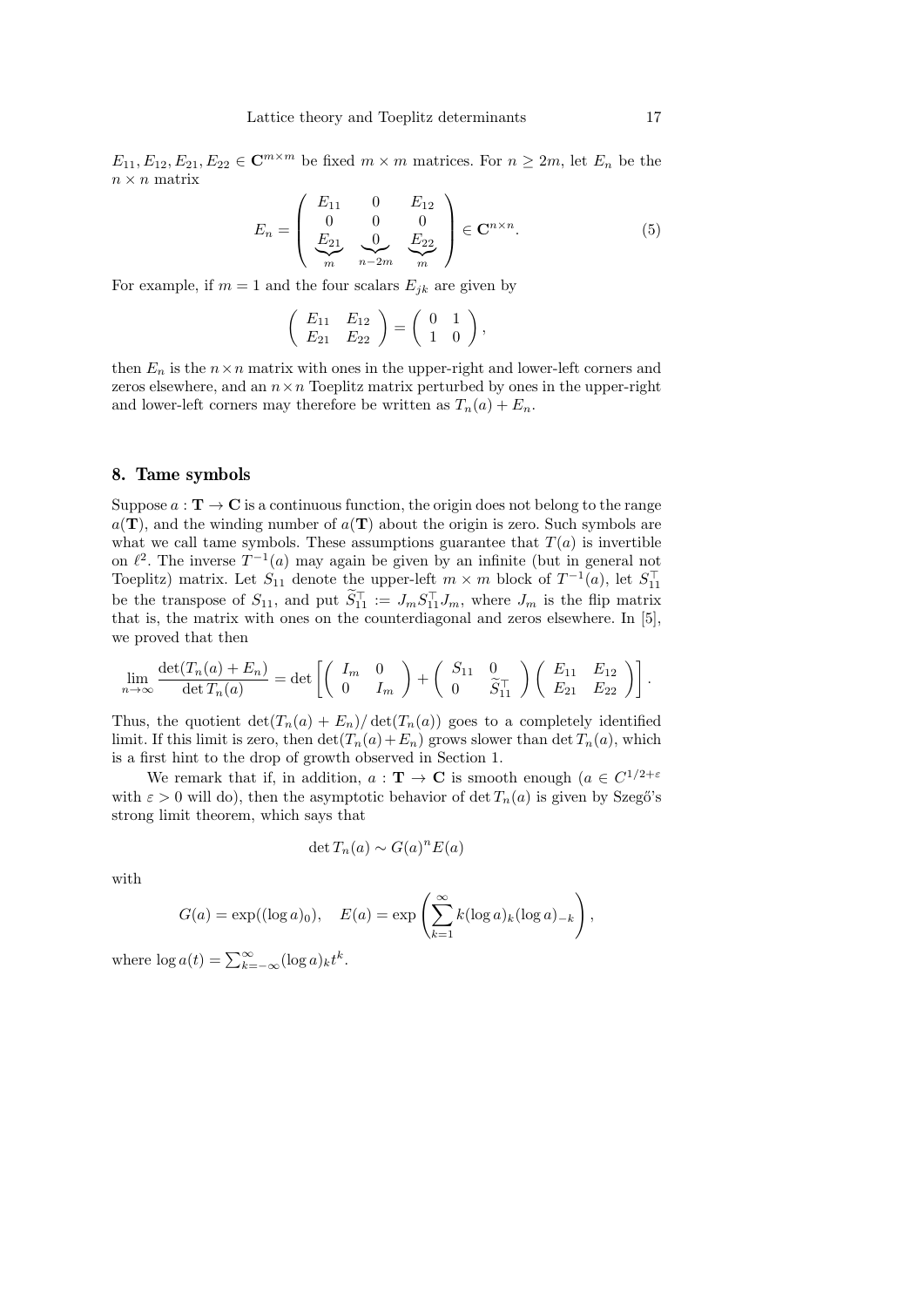$E_{11}, E_{12}, E_{21}, E_{22} \in \mathbf{C}^{m\times m}$ be fixed $m \times m$ matrices. For $n \geq 2m$, let $E_n$ be the $n \times n$ matrix

$$E_n = \begin{pmatrix} E_{11} & 0 & E_{12} \\ 0 & 0 & 0 \\ \underbrace{E_{21}}_{m} & \underbrace{0}_{n-2m} & \underbrace{E_{22}}_{m} \end{pmatrix} \in \mathbf{C}^{n\times n}. \tag{5}$$

For example, if $m = 1$ and the four scalars $E_{jk}$ are given by

$$\begin{pmatrix} E_{11} & E_{12} \\ E_{21} & E_{22} \end{pmatrix} = \begin{pmatrix} 0 & 1 \\ 1 & 0 \end{pmatrix},$$

then $E_n$ is the $n \times n$ matrix with ones in the upper-right and lower-left corners and zeros elsewhere, and an $n \times n$ Toeplitz matrix perturbed by ones in the upper-right and lower-left corners may therefore be written as $T_n(a) + E_n$.

## 8. Tame symbols

Suppose $a : \mathbf{T} \to \mathbf{C}$ is a continuous function, the origin does not belong to the range $a(\mathbf{T})$, and the winding number of $a(\mathbf{T})$ about the origin is zero. Such symbols are what we call tame symbols. These assumptions guarantee that $T(a)$ is invertible on $\ell^2$. The inverse $T^{-1}(a)$ may again be given by an infinite (but in general not Toeplitz) matrix. Let $S_{11}$ denote the upper-left $m \times m$ block of $T^{-1}(a)$, let $S_{11}^\top$ be the transpose of $S_{11}$, and put $\widetilde{S}_{11}^\top := J_m S_{11}^\top J_m$, where $J_m$ is the flip matrix that is, the matrix with ones on the counterdiagonal and zeros elsewhere. In [5], we proved that then

$$\lim_{n\to\infty} \frac{\det(T_n(a) + E_n)}{\det T_n(a)} = \det \left[ \begin{pmatrix} I_m & 0 \\ 0 & I_m \end{pmatrix} + \begin{pmatrix} S_{11} & 0 \\ 0 & \widetilde{S}_{11}^\top \end{pmatrix} \begin{pmatrix} E_{11} & E_{12} \\ E_{21} & E_{22} \end{pmatrix} \right].$$

Thus, the quotient $\det(T_n(a) + E_n)/\det(T_n(a))$ goes to a completely identified limit. If this limit is zero, then $\det(T_n(a)+E_n)$ grows slower than $\det T_n(a)$, which is a first hint to the drop of growth observed in Section 1.

We remark that if, in addition, $a : \mathbf{T} \to \mathbf{C}$ is smooth enough ($a \in C^{1/2+\varepsilon}$ with $\varepsilon > 0$ will do), then the asymptotic behavior of $\det T_n(a)$ is given by Szegő's strong limit theorem, which says that

$$\det T_n(a) \sim G(a)^n E(a)$$

with

$$G(a) = \exp((\log a)_0), \quad E(a) = \exp\left( \sum_{k=1}^{\infty} k (\log a)_k (\log a)_{-k} \right),$$

where $\log a(t) = \sum_{k=-\infty}^{\infty} (\log a)_k t^k$.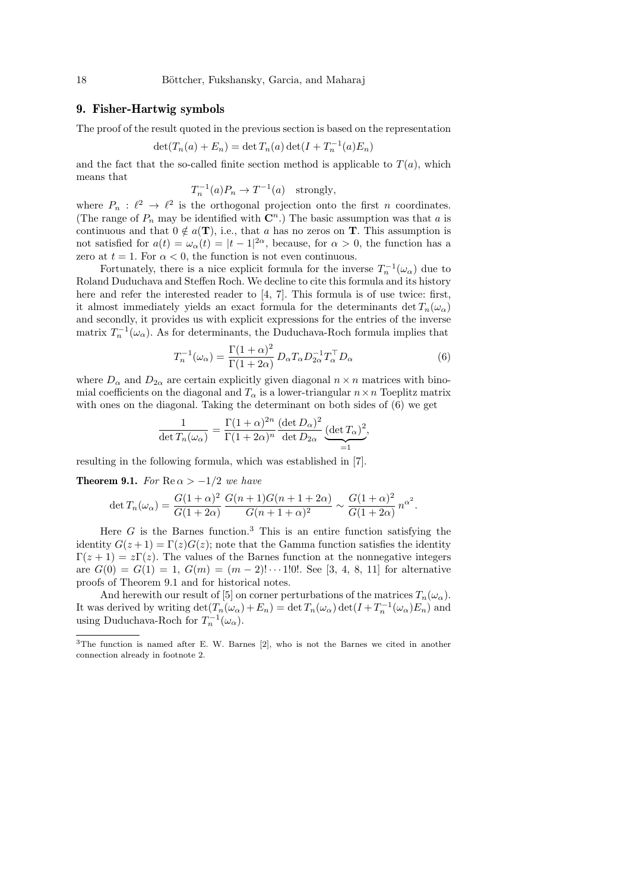## 9. Fisher-Hartwig symbols

The proof of the result quoted in the previous section is based on the representation

$$\det(T_n(a) + E_n) = \det T_n(a) \det(I + T_n^{-1}(a) E_n)$$

and the fact that the so-called finite section method is applicable to $T(a)$, which means that

$$T_n^{-1}(a) P_n \to T^{-1}(a) \quad \text{strongly},$$

where $P_n : \ell^2 \to \ell^2$ is the orthogonal projection onto the first $n$ coordinates. (The range of $P_n$ may be identified with $\mathbf{C}^n$.) The basic assumption was that $a$ is continuous and that $0 \notin a(\mathbf{T})$, i.e., that $a$ has no zeros on $\mathbf{T}$. This assumption is not satisfied for $a(t) = \omega_\alpha(t) = |t-1|^{2\alpha}$, because, for $\alpha > 0$, the function has a zero at $t = 1$. For $\alpha < 0$, the function is not even continuous.

Fortunately, there is a nice explicit formula for the inverse $T_n^{-1}(\omega_\alpha)$ due to Roland Duduchava and Steffen Roch. We decline to cite this formula and its history here and refer the interested reader to [4, 7]. This formula is of use twice: first, it almost immediately yields an exact formula for the determinants $\det T_n(\omega_\alpha)$ and secondly, it provides us with explicit expressions for the entries of the inverse matrix $T_n^{-1}(\omega_\alpha)$. As for determinants, the Duduchava-Roch formula implies that

$$T_n^{-1}(\omega_\alpha) = \frac{\Gamma(1+\alpha)^2}{\Gamma(1+2\alpha)} D_\alpha T_\alpha D_{2\alpha}^{-1} T_\alpha^\top D_\alpha \tag{6}$$

where $D_\alpha$ and $D_{2\alpha}$ are certain explicitly given diagonal $n \times n$ matrices with binomial coefficients on the diagonal and $T_\alpha$ is a lower-triangular $n \times n$ Toeplitz matrix with ones on the diagonal. Taking the determinant on both sides of (6) we get

$$\frac{1}{\det T_n(\omega_\alpha)} = \frac{\Gamma(1+\alpha)^{2n}}{\Gamma(1+2\alpha)^n} \frac{(\det D_\alpha)^2}{\det D_{2\alpha}} \underbrace{(\det T_\alpha)^2}_{=1},$$

resulting in the following formula, which was established in [7].

**Theorem 9.1.** *For* $\operatorname{Re} \alpha > -1/2$ *we have*

$$\det T_n(\omega_\alpha) = \frac{G(1+\alpha)^2}{G(1+2\alpha)} \frac{G(n+1)G(n+1+2\alpha)}{G(n+1+\alpha)^2} \sim \frac{G(1+\alpha)^2}{G(1+2\alpha)} n^{\alpha^2}.$$

Here $G$ is the Barnes function.[3] This is an entire function satisfying the identity $G(z+1) = \Gamma(z)G(z)$; note that the Gamma function satisfies the identity $\Gamma(z+1) = z\Gamma(z)$. The values of the Barnes function at the nonnegative integers are $G(0) = G(1) = 1$, $G(m) = (m-2)! \cdots 1!0!$. See [3, 4, 8, 11] for alternative proofs of Theorem 9.1 and for historical notes.

And herewith our result of [5] on corner perturbations of the matrices $T_n(\omega_\alpha)$. It was derived by writing $\det(T_n(\omega_\alpha) + E_n) = \det T_n(\omega_\alpha) \det(I + T_n^{-1}(\omega_\alpha) E_n)$ and using Duduchava-Roch for $T_n^{-1}(\omega_\alpha)$.

---

[3] The function is named after E. W. Barnes [2], who is not the Barnes we cited in another connection already in footnote 2.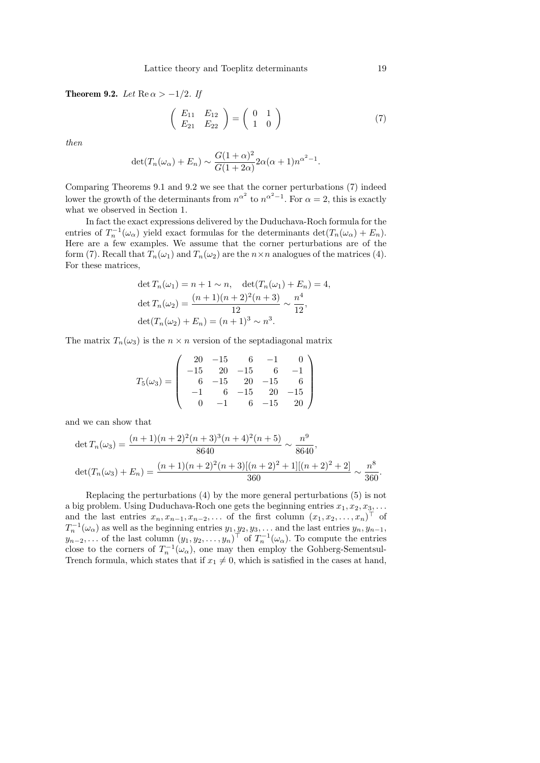**Theorem 9.2.** *Let* $\operatorname{Re}\alpha > -1/2$. *If*

$$\begin{pmatrix} E_{11} & E_{12} \\ E_{21} & E_{22} \end{pmatrix} = \begin{pmatrix} 0 & 1 \\ 1 & 0 \end{pmatrix} \tag{7}$$

*then*

$$\det(T_n(\omega_\alpha) + E_n) \sim \frac{G(1+\alpha)^2}{G(1+2\alpha)} 2\alpha(\alpha+1) n^{\alpha^2-1}.$$

Comparing Theorems 9.1 and 9.2 we see that the corner perturbations (7) indeed lower the growth of the determinants from $n^{\alpha^2}$ to $n^{\alpha^2-1}$. For $\alpha = 2$, this is exactly what we observed in Section 1.

In fact the exact expressions delivered by the Duduchava-Roch formula for the entries of $T_n^{-1}(\omega_\alpha)$ yield exact formulas for the determinants $\det(T_n(\omega_\alpha) + E_n)$. Here are a few examples. We assume that the corner perturbations are of the form (7). Recall that $T_n(\omega_1)$ and $T_n(\omega_2)$ are the $n \times n$ analogues of the matrices (4). For these matrices,

$$\det T_n(\omega_1) = n + 1 \sim n, \quad \det(T_n(\omega_1) + E_n) = 4,$$

$$\det T_n(\omega_2) = \frac{(n+1)(n+2)^2(n+3)}{12} \sim \frac{n^4}{12},$$

$$\det(T_n(\omega_2) + E_n) = (n+1)^3 \sim n^3.$$

The matrix $T_n(\omega_3)$ is the $n \times n$ version of the septadiagonal matrix

$$T_5(\omega_3) = \begin{pmatrix} 20 & -15 & 6 & -1 & 0 \\ -15 & 20 & -15 & 6 & -1 \\ 6 & -15 & 20 & -15 & 6 \\ -1 & 6 & -15 & 20 & -15 \\ 0 & -1 & 6 & -15 & 20 \end{pmatrix}$$

and we can show that

$$\det T_n(\omega_3) = \frac{(n+1)(n+2)^2(n+3)^3(n+4)^2(n+5)}{8640} \sim \frac{n^9}{8640},$$

$$\det(T_n(\omega_3) + E_n) = \frac{(n+1)(n+2)^2(n+3)[(n+2)^2+1][(n+2)^2+2]}{360} \sim \frac{n^8}{360}.$$

Replacing the perturbations (4) by the more general perturbations (5) is not a big problem. Using Duduchava-Roch one gets the beginning entries $x_1, x_2, x_3, \ldots$ and the last entries $x_n, x_{n-1}, x_{n-2}, \ldots$ of the first column $(x_1, x_2, \ldots, x_n)^\top$ of $T_n^{-1}(\omega_\alpha)$ as well as the beginning entries $y_1, y_2, y_3, \ldots$ and the last entries $y_n, y_{n-1}, y_{n-2}, \ldots$ of the last column $(y_1, y_2, \ldots, y_n)^\top$ of $T_n^{-1}(\omega_\alpha)$. To compute the entries close to the corners of $T_n^{-1}(\omega_\alpha)$, one may then employ the Gohberg-Sementsul-Trench formula, which states that if $x_1 \neq 0$, which is satisfied in the cases at hand,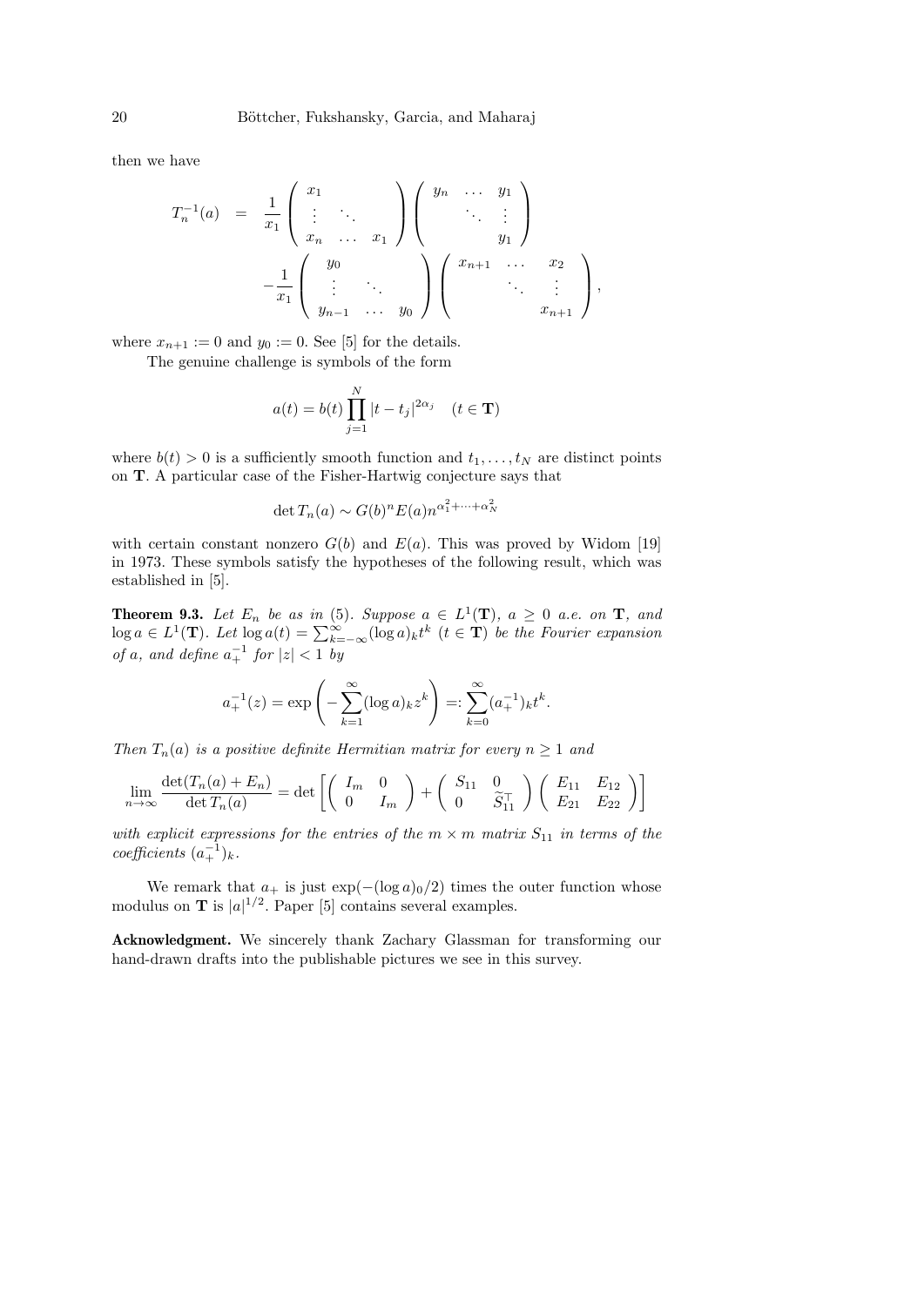then we have

$$
\begin{aligned}
T_n^{-1}(a) &= \frac{1}{x_1}\begin{pmatrix} x_1 & & \\ \vdots & \ddots & \\ x_n & \dots & x_1 \end{pmatrix}\begin{pmatrix} y_n & \dots & y_1 \\ & \ddots & \vdots \\ & & y_1 \end{pmatrix} \\
&\quad -\frac{1}{x_1}\begin{pmatrix} y_0 & & \\ \vdots & \ddots & \\ y_{n-1} & \dots & y_0 \end{pmatrix}\begin{pmatrix} x_{n+1} & \dots & x_2 \\ & \ddots & \vdots \\ & & x_{n+1} \end{pmatrix},
\end{aligned}
$$

where $x_{n+1} := 0$ and $y_0 := 0$. See [5] for the details.

The genuine challenge is symbols of the form

$$a(t) = b(t)\prod_{j=1}^{N} |t - t_j|^{2\alpha_j} \quad (t \in \mathbf{T})$$

where $b(t) > 0$ is a sufficiently smooth function and $t_1, \dots, t_N$ are distinct points on $\mathbf{T}$. A particular case of the Fisher-Hartwig conjecture says that

$$\det T_n(a) \sim G(b)^n E(a) n^{\alpha_1^2 + \cdots + \alpha_N^2}$$

with certain constant nonzero $G(b)$ and $E(a)$. This was proved by Widom [19] in 1973. These symbols satisfy the hypotheses of the following result, which was established in [5].

**Theorem 9.3.** *Let $E_n$ be as in (5). Suppose $a \in L^1(\mathbf{T})$, $a \geq 0$ a.e. on $\mathbf{T}$, and $\log a \in L^1(\mathbf{T})$. Let $\log a(t) = \sum_{k=-\infty}^{\infty} (\log a)_k t^k$ $(t \in \mathbf{T})$ be the Fourier expansion of $a$, and define $a_+^{-1}$ for $|z| < 1$ by*

$$a_+^{-1}(z) = \exp\left(-\sum_{k=1}^{\infty} (\log a)_k z^k\right) =: \sum_{k=0}^{\infty} (a_+^{-1})_k t^k.$$

*Then $T_n(a)$ is a positive definite Hermitian matrix for every $n \geq 1$ and*

$$\lim_{n\to\infty} \frac{\det(T_n(a) + E_n)}{\det T_n(a)} = \det\left[\begin{pmatrix} I_m & 0 \\ 0 & I_m \end{pmatrix} + \begin{pmatrix} S_{11} & 0 \\ 0 & \widetilde{S}_{11}^{\top} \end{pmatrix}\begin{pmatrix} E_{11} & E_{12} \\ E_{21} & E_{22} \end{pmatrix}\right]$$

*with explicit expressions for the entries of the $m \times m$ matrix $S_{11}$ in terms of the coefficients $(a_+^{-1})_k$.*

We remark that $a_+$ is just $\exp(-(\log a)_0/2)$ times the outer function whose modulus on $\mathbf{T}$ is $|a|^{1/2}$. Paper [5] contains several examples.

**Acknowledgment.** We sincerely thank Zachary Glassman for transforming our hand-drawn drafts into the publishable pictures we see in this survey.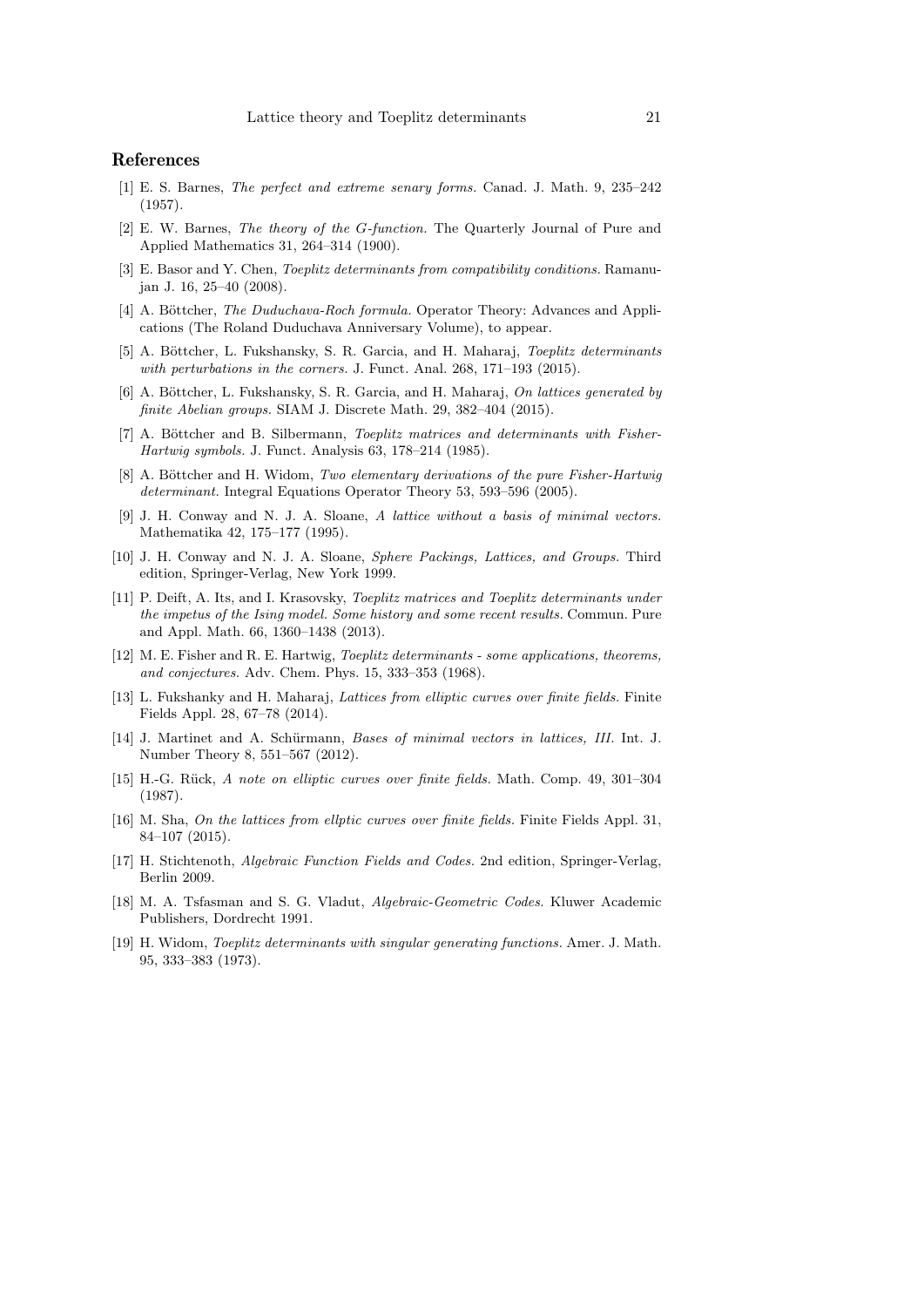## References

[1] E. S. Barnes, *The perfect and extreme senary forms.* Canad. J. Math. 9, 235–242 (1957).

[2] E. W. Barnes, *The theory of the G-function.* The Quarterly Journal of Pure and Applied Mathematics 31, 264–314 (1900).

[3] E. Basor and Y. Chen, *Toeplitz determinants from compatibility conditions.* Ramanujan J. 16, 25–40 (2008).

[4] A. Böttcher, *The Duduchava-Roch formula.* Operator Theory: Advances and Applications (The Roland Duduchava Anniversary Volume), to appear.

[5] A. Böttcher, L. Fukshansky, S. R. Garcia, and H. Maharaj, *Toeplitz determinants with perturbations in the corners.* J. Funct. Anal. 268, 171–193 (2015).

[6] A. Böttcher, L. Fukshansky, S. R. Garcia, and H. Maharaj, *On lattices generated by finite Abelian groups.* SIAM J. Discrete Math. 29, 382–404 (2015).

[7] A. Böttcher and B. Silbermann, *Toeplitz matrices and determinants with Fisher-Hartwig symbols.* J. Funct. Analysis 63, 178–214 (1985).

[8] A. Böttcher and H. Widom, *Two elementary derivations of the pure Fisher-Hartwig determinant.* Integral Equations Operator Theory 53, 593–596 (2005).

[9] J. H. Conway and N. J. A. Sloane, *A lattice without a basis of minimal vectors.* Mathematika 42, 175–177 (1995).

[10] J. H. Conway and N. J. A. Sloane, *Sphere Packings, Lattices, and Groups.* Third edition, Springer-Verlag, New York 1999.

[11] P. Deift, A. Its, and I. Krasovsky, *Toeplitz matrices and Toeplitz determinants under the impetus of the Ising model. Some history and some recent results.* Commun. Pure and Appl. Math. 66, 1360–1438 (2013).

[12] M. E. Fisher and R. E. Hartwig, *Toeplitz determinants - some applications, theorems, and conjectures.* Adv. Chem. Phys. 15, 333–353 (1968).

[13] L. Fukshanky and H. Maharaj, *Lattices from elliptic curves over finite fields.* Finite Fields Appl. 28, 67–78 (2014).

[14] J. Martinet and A. Schürmann, *Bases of minimal vectors in lattices, III.* Int. J. Number Theory 8, 551–567 (2012).

[15] H.-G. Rück, *A note on elliptic curves over finite fields.* Math. Comp. 49, 301–304 (1987).

[16] M. Sha, *On the lattices from ellptic curves over finite fields.* Finite Fields Appl. 31, 84–107 (2015).

[17] H. Stichtenoth, *Algebraic Function Fields and Codes.* 2nd edition, Springer-Verlag, Berlin 2009.

[18] M. A. Tsfasman and S. G. Vladut, *Algebraic-Geometric Codes.* Kluwer Academic Publishers, Dordrecht 1991.

[19] H. Widom, *Toeplitz determinants with singular generating functions.* Amer. J. Math. 95, 333–383 (1973).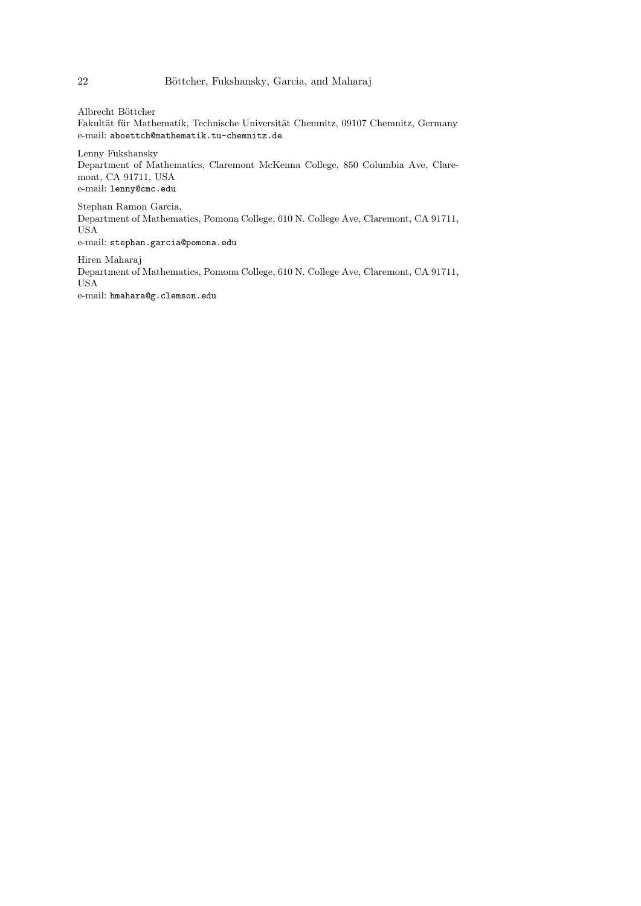Albrecht Böttcher
Fakultät für Mathematik, Technische Universität Chemnitz, 09107 Chemnitz, Germany
e-mail: `aboettch@mathematik.tu-chemnitz.de`

Lenny Fukshansky
Department of Mathematics, Claremont McKenna College, 850 Columbia Ave, Claremont, CA 91711, USA
e-mail: `lenny@cmc.edu`

Stephan Ramon Garcia,
Department of Mathematics, Pomona College, 610 N. College Ave, Claremont, CA 91711, USA
e-mail: `stephan.garcia@pomona.edu`

Hiren Maharaj
Department of Mathematics, Pomona College, 610 N. College Ave, Claremont, CA 91711, USA
e-mail: `hmahara@g.clemson.edu`